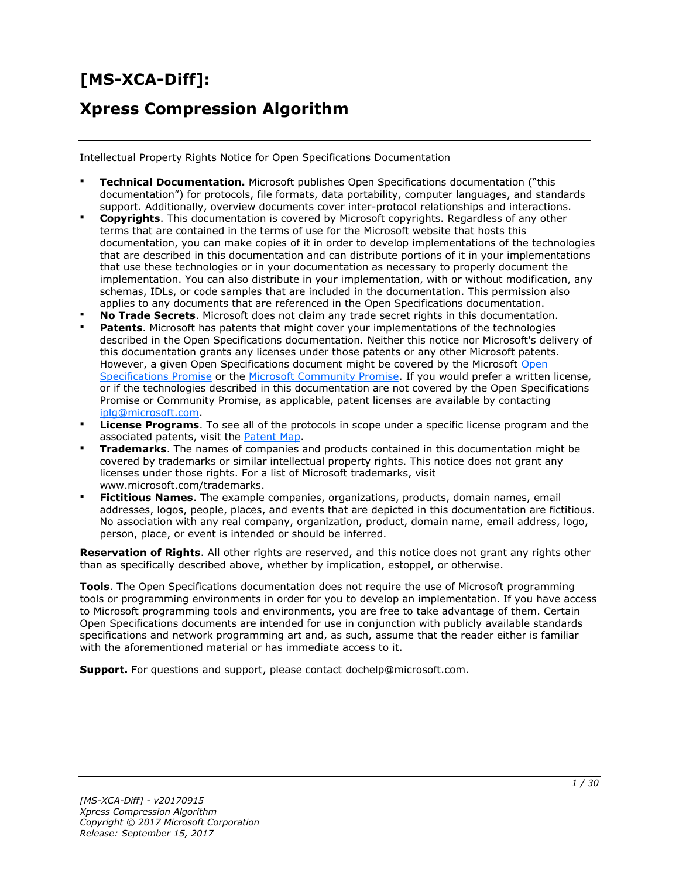# [MS-XCA-Diff]:

# Xpress Compression Algorithm

Intellectual Property Rights Notice for Open Specifications Documentation

- **Technical Documentation.** Microsoft publishes Open Specifications documentation ("this documentation") for protocols, file formats, data portability, computer languages, and standards support. Additionally, overview documents cover inter-protocol relationships and interactions.
- **Copyrights**. This documentation is covered by Microsoft copyrights. Regardless of any other terms that are contained in the terms of use for the Microsoft website that hosts this documentation, you can make copies of it in order to develop implementations of the technologies that are described in this documentation and can distribute portions of it in your implementations that use these technologies or in your documentation as necessary to properly document the implementation. You can also distribute in your implementation, with or without modification, any schemas, IDLs, or code samples that are included in the documentation. This permission also applies to any documents that are referenced in the Open Specifications documentation.
- **No Trade Secrets**. Microsoft does not claim any trade secret rights in this documentation.
- **Patents**. Microsoft has patents that might cover your implementations of the technologies described in the Open Specifications documentation. Neither this notice nor Microsoft's delivery of this documentation grants any licenses under those patents or any other Microsoft patents. However, a given Open Specifications document might be covered by the Microsoft Open Specifications Promise or the Microsoft Community Promise. If you would prefer a written license, or if the technologies described in this documentation are not covered by the Open Specifications Promise or Community Promise, as applicable, patent licenses are available by contacting iplg@microsoft.com.
- **License Programs**. To see all of the protocols in scope under a specific license program and the associated patents, visit the Patent Map.
- **Trademarks**. The names of companies and products contained in this documentation might be covered by trademarks or similar intellectual property rights. This notice does not grant any licenses under those rights. For a list of Microsoft trademarks, visit www.microsoft.com/trademarks.
- **Fictitious Names**. The example companies, organizations, products, domain names, email addresses, logos, people, places, and events that are depicted in this documentation are fictitious. No association with any real company, organization, product, domain name, email address, logo, person, place, or event is intended or should be inferred.

**Reservation of Rights**. All other rights are reserved, and this notice does not grant any rights other than as specifically described above, whether by implication, estoppel, or otherwise.

**Tools**. The Open Specifications documentation does not require the use of Microsoft programming tools or programming environments in order for you to develop an implementation. If you have access to Microsoft programming tools and environments, you are free to take advantage of them. Certain Open Specifications documents are intended for use in conjunction with publicly available standards specifications and network programming art and, as such, assume that the reader either is familiar with the aforementioned material or has immediate access to it.

**Support.** For questions and support, please contact dochelp@microsoft.com.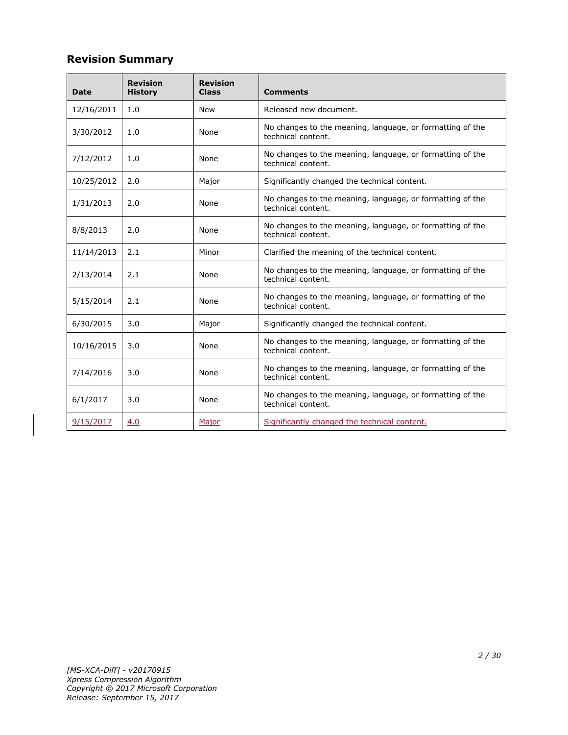## Revision Summary

| Date | Revision History | Revision Class | Comments |
|---|---|---|---|
| 12/16/2011 | 1.0 | New | Released new document. |
| 3/30/2012 | 1.0 | None | No changes to the meaning, language, or formatting of the technical content. |
| 7/12/2012 | 1.0 | None | No changes to the meaning, language, or formatting of the technical content. |
| 10/25/2012 | 2.0 | Major | Significantly changed the technical content. |
| 1/31/2013 | 2.0 | None | No changes to the meaning, language, or formatting of the technical content. |
| 8/8/2013 | 2.0 | None | No changes to the meaning, language, or formatting of the technical content. |
| 11/14/2013 | 2.1 | Minor | Clarified the meaning of the technical content. |
| 2/13/2014 | 2.1 | None | No changes to the meaning, language, or formatting of the technical content. |
| 5/15/2014 | 2.1 | None | No changes to the meaning, language, or formatting of the technical content. |
| 6/30/2015 | 3.0 | Major | Significantly changed the technical content. |
| 10/16/2015 | 3.0 | None | No changes to the meaning, language, or formatting of the technical content. |
| 7/14/2016 | 3.0 | None | No changes to the meaning, language, or formatting of the technical content. |
| 6/1/2017 | 3.0 | None | No changes to the meaning, language, or formatting of the technical content. |
| 9/15/2017 | 4.0 | Major | Significantly changed the technical content. |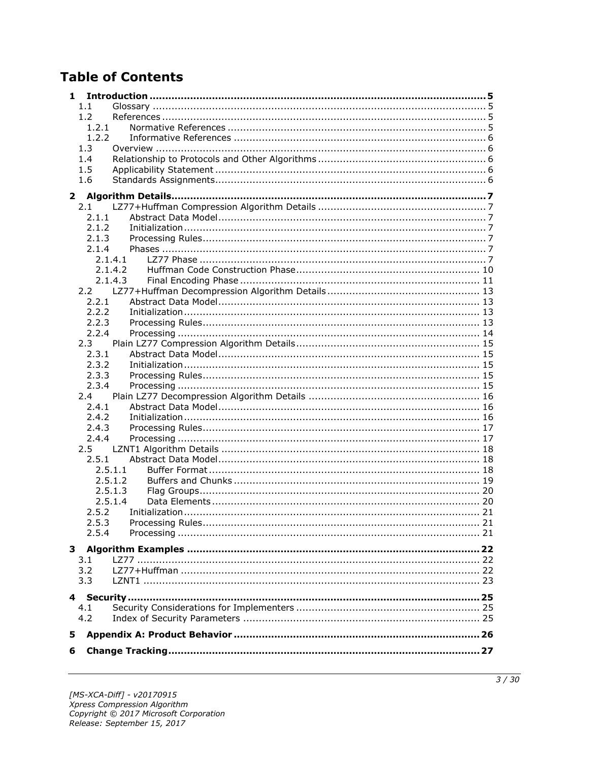# Table of Contents

- **1 Introduction ... 5**
  - 1.1 Glossary ... 5
  - 1.2 References ... 5
    - 1.2.1 Normative References ... 5
    - 1.2.2 Informative References ... 6
  - 1.3 Overview ... 6
  - 1.4 Relationship to Protocols and Other Algorithms ... 6
  - 1.5 Applicability Statement ... 6
  - 1.6 Standards Assignments ... 6
- **2 Algorithm Details ... 7**
  - 2.1 LZ77+Huffman Compression Algorithm Details ... 7
    - 2.1.1 Abstract Data Model ... 7
    - 2.1.2 Initialization ... 7
    - 2.1.3 Processing Rules ... 7
    - 2.1.4 Phases ... 7
      - 2.1.4.1 LZ77 Phase ... 7
      - 2.1.4.2 Huffman Code Construction Phase ... 10
      - 2.1.4.3 Final Encoding Phase ... 11
  - 2.2 LZ77+Huffman Decompression Algorithm Details ... 13
    - 2.2.1 Abstract Data Model ... 13
    - 2.2.2 Initialization ... 13
    - 2.2.3 Processing Rules ... 13
    - 2.2.4 Processing ... 14
  - 2.3 Plain LZ77 Compression Algorithm Details ... 15
    - 2.3.1 Abstract Data Model ... 15
    - 2.3.2 Initialization ... 15
    - 2.3.3 Processing Rules ... 15
    - 2.3.4 Processing ... 15
  - 2.4 Plain LZ77 Decompression Algorithm Details ... 16
    - 2.4.1 Abstract Data Model ... 16
    - 2.4.2 Initialization ... 16
    - 2.4.3 Processing Rules ... 17
    - 2.4.4 Processing ... 17
  - 2.5 LZNT1 Algorithm Details ... 18
    - 2.5.1 Abstract Data Model ... 18
      - 2.5.1.1 Buffer Format ... 18
      - 2.5.1.2 Buffers and Chunks ... 19
      - 2.5.1.3 Flag Groups ... 20
      - 2.5.1.4 Data Elements ... 20
    - 2.5.2 Initialization ... 21
    - 2.5.3 Processing Rules ... 21
    - 2.5.4 Processing ... 21
- **3 Algorithm Examples ... 22**
  - 3.1 LZ77 ... 22
  - 3.2 LZ77+Huffman ... 22
  - 3.3 LZNT1 ... 23
- **4 Security ... 25**
  - 4.1 Security Considerations for Implementers ... 25
  - 4.2 Index of Security Parameters ... 25
- **5 Appendix A: Product Behavior ... 26**
- **6 Change Tracking ... 27**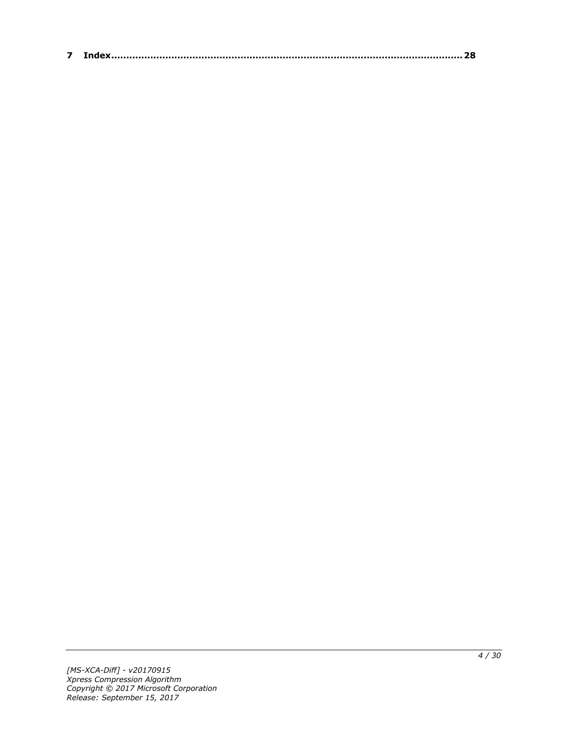**7 Index........................................................................................................... 28**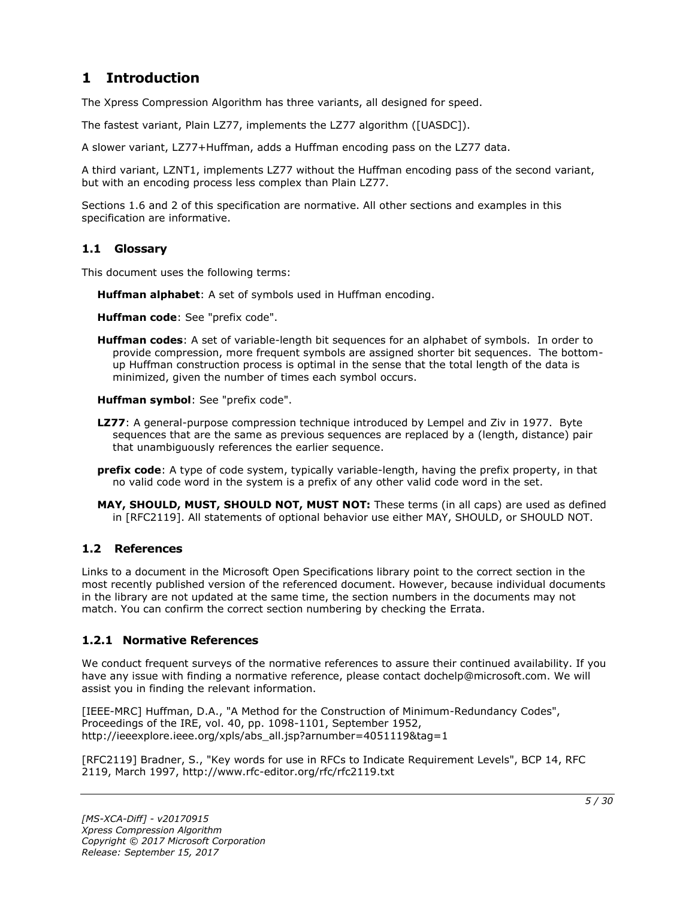# 1 Introduction

The Xpress Compression Algorithm has three variants, all designed for speed.

The fastest variant, Plain LZ77, implements the LZ77 algorithm ([UASDC]).

A slower variant, LZ77+Huffman, adds a Huffman encoding pass on the LZ77 data.

A third variant, LZNT1, implements LZ77 without the Huffman encoding pass of the second variant, but with an encoding process less complex than Plain LZ77.

Sections 1.6 and 2 of this specification are normative. All other sections and examples in this specification are informative.

## 1.1 Glossary

This document uses the following terms:

**Huffman alphabet**: A set of symbols used in Huffman encoding.

**Huffman code**: See "prefix code".

**Huffman codes**: A set of variable-length bit sequences for an alphabet of symbols. In order to provide compression, more frequent symbols are assigned shorter bit sequences. The bottom-up Huffman construction process is optimal in the sense that the total length of the data is minimized, given the number of times each symbol occurs.

**Huffman symbol**: See "prefix code".

**LZ77**: A general-purpose compression technique introduced by Lempel and Ziv in 1977. Byte sequences that are the same as previous sequences are replaced by a (length, distance) pair that unambiguously references the earlier sequence.

**prefix code**: A type of code system, typically variable-length, having the prefix property, in that no valid code word in the system is a prefix of any other valid code word in the set.

**MAY, SHOULD, MUST, SHOULD NOT, MUST NOT:** These terms (in all caps) are used as defined in [RFC2119]. All statements of optional behavior use either MAY, SHOULD, or SHOULD NOT.

## 1.2 References

Links to a document in the Microsoft Open Specifications library point to the correct section in the most recently published version of the referenced document. However, because individual documents in the library are not updated at the same time, the section numbers in the documents may not match. You can confirm the correct section numbering by checking the Errata.

### 1.2.1 Normative References

We conduct frequent surveys of the normative references to assure their continued availability. If you have any issue with finding a normative reference, please contact dochelp@microsoft.com. We will assist you in finding the relevant information.

[IEEE-MRC] Huffman, D.A., "A Method for the Construction of Minimum-Redundancy Codes", Proceedings of the IRE, vol. 40, pp. 1098-1101, September 1952, http://ieeexplore.ieee.org/xpls/abs_all.jsp?arnumber=4051119&tag=1

[RFC2119] Bradner, S., "Key words for use in RFCs to Indicate Requirement Levels", BCP 14, RFC 2119, March 1997, http://www.rfc-editor.org/rfc/rfc2119.txt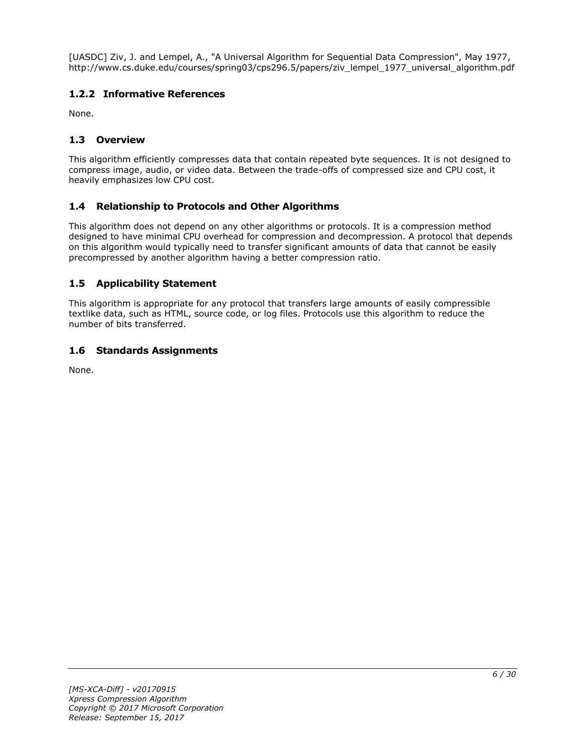[UASDC] Ziv, J. and Lempel, A., "A Universal Algorithm for Sequential Data Compression", May 1977, http://www.cs.duke.edu/courses/spring03/cps296.5/papers/ziv_lempel_1977_universal_algorithm.pdf

### 1.2.2 Informative References

None.

## 1.3 Overview

This algorithm efficiently compresses data that contain repeated byte sequences. It is not designed to compress image, audio, or video data. Between the trade-offs of compressed size and CPU cost, it heavily emphasizes low CPU cost.

## 1.4 Relationship to Protocols and Other Algorithms

This algorithm does not depend on any other algorithms or protocols. It is a compression method designed to have minimal CPU overhead for compression and decompression. A protocol that depends on this algorithm would typically need to transfer significant amounts of data that cannot be easily precompressed by another algorithm having a better compression ratio.

## 1.5 Applicability Statement

This algorithm is appropriate for any protocol that transfers large amounts of easily compressible textlike data, such as HTML, source code, or log files. Protocols use this algorithm to reduce the number of bits transferred.

## 1.6 Standards Assignments

None.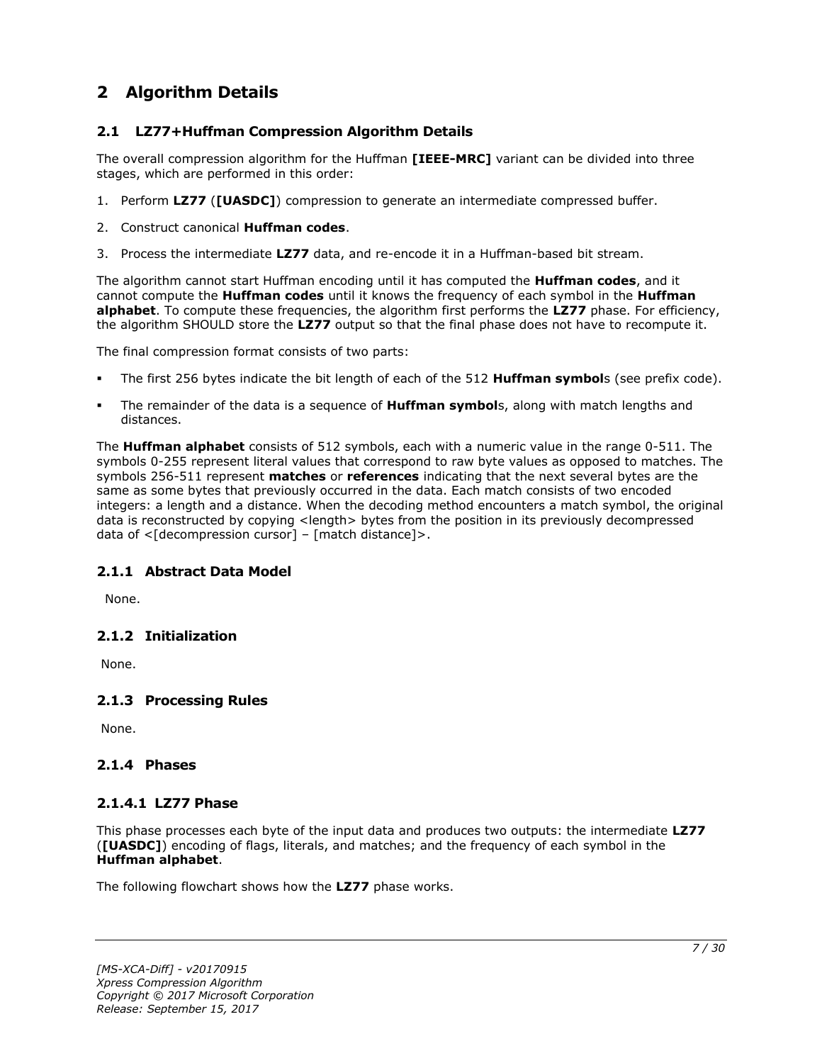# 2 Algorithm Details

## 2.1 LZ77+Huffman Compression Algorithm Details

The overall compression algorithm for the Huffman **[IEEE-MRC]** variant can be divided into three stages, which are performed in this order:

1. Perform **LZ77** (**[UASDC]**) compression to generate an intermediate compressed buffer.
2. Construct canonical **Huffman codes**.
3. Process the intermediate **LZ77** data, and re-encode it in a Huffman-based bit stream.

The algorithm cannot start Huffman encoding until it has computed the **Huffman codes**, and it cannot compute the **Huffman codes** until it knows the frequency of each symbol in the **Huffman alphabet**. To compute these frequencies, the algorithm first performs the **LZ77** phase. For efficiency, the algorithm SHOULD store the **LZ77** output so that the final phase does not have to recompute it.

The final compression format consists of two parts:

- The first 256 bytes indicate the bit length of each of the 512 **Huffman symbol**s (see prefix code).
- The remainder of the data is a sequence of **Huffman symbol**s, along with match lengths and distances.

The **Huffman alphabet** consists of 512 symbols, each with a numeric value in the range 0-511. The symbols 0-255 represent literal values that correspond to raw byte values as opposed to matches. The symbols 256-511 represent **matches** or **references** indicating that the next several bytes are the same as some bytes that previously occurred in the data. Each match consists of two encoded integers: a length and a distance. When the decoding method encounters a match symbol, the original data is reconstructed by copying <length> bytes from the position in its previously decompressed data of <[decompression cursor] – [match distance]>.

### 2.1.1 Abstract Data Model

None.

### 2.1.2 Initialization

None.

### 2.1.3 Processing Rules

None.

### 2.1.4 Phases

#### 2.1.4.1 LZ77 Phase

This phase processes each byte of the input data and produces two outputs: the intermediate **LZ77** (**[UASDC]**) encoding of flags, literals, and matches; and the frequency of each symbol in the **Huffman alphabet**.

The following flowchart shows how the **LZ77** phase works.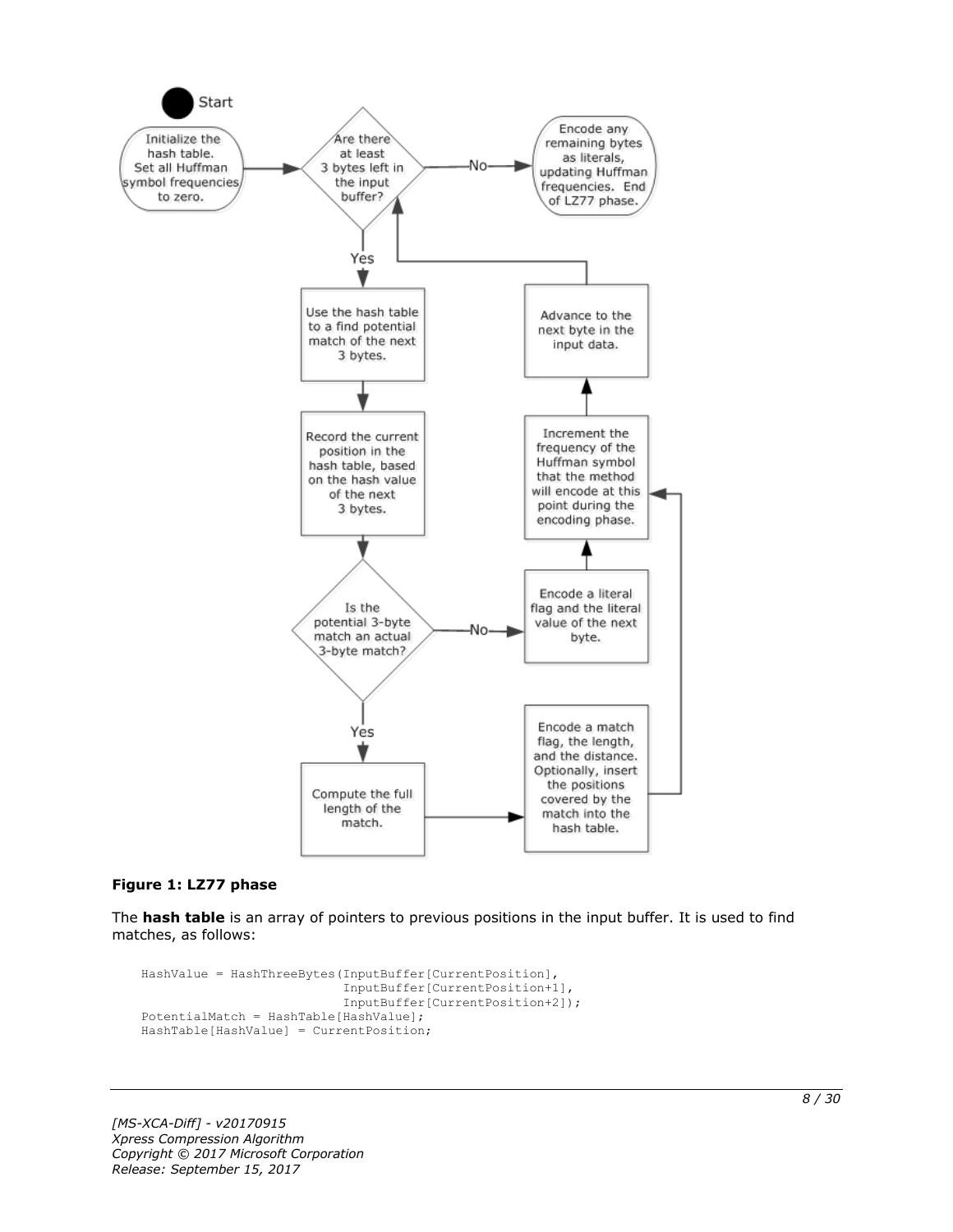**Figure 1: LZ77 phase**

The **hash table** is an array of pointers to previous positions in the input buffer. It is used to find matches, as follows:

```
HashValue = HashThreeBytes(InputBuffer[CurrentPosition],
                           InputBuffer[CurrentPosition+1],
                           InputBuffer[CurrentPosition+2]);
PotentialMatch = HashTable[HashValue];
HashTable[HashValue] = CurrentPosition;
```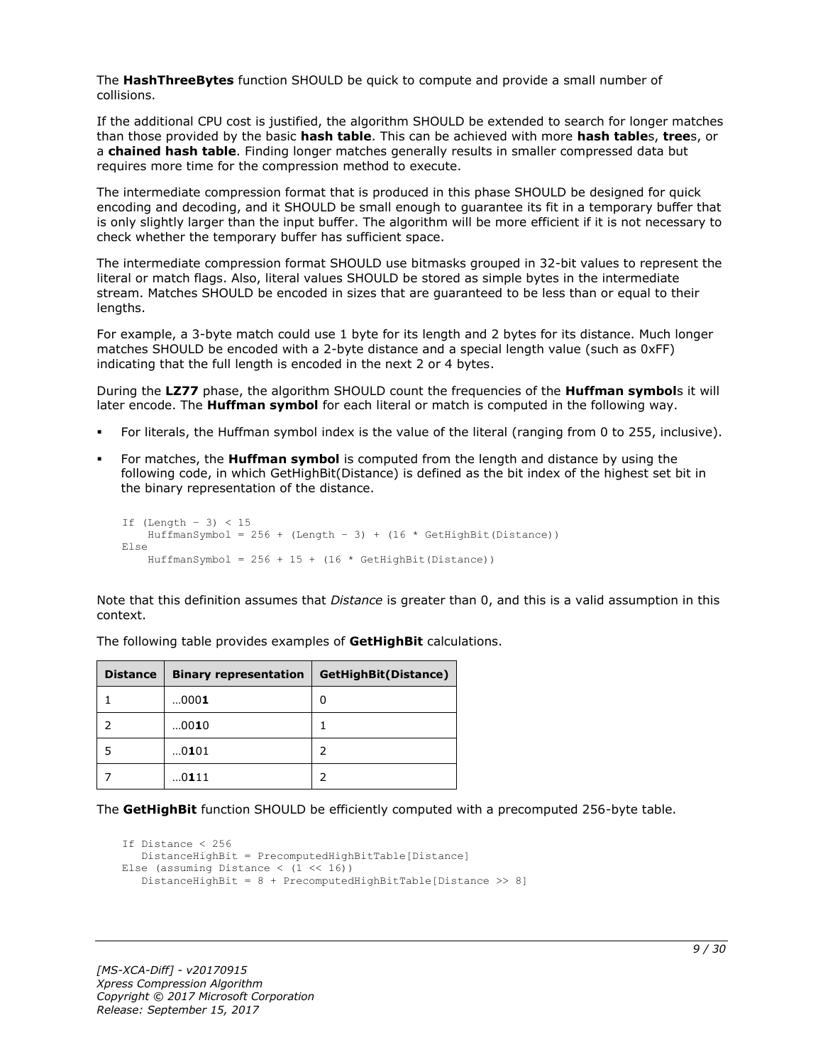The **HashThreeBytes** function SHOULD be quick to compute and provide a small number of collisions.

If the additional CPU cost is justified, the algorithm SHOULD be extended to search for longer matches than those provided by the basic **hash table**. This can be achieved with more **hash table**s, **tree**s, or a **chained hash table**. Finding longer matches generally results in smaller compressed data but requires more time for the compression method to execute.

The intermediate compression format that is produced in this phase SHOULD be designed for quick encoding and decoding, and it SHOULD be small enough to guarantee its fit in a temporary buffer that is only slightly larger than the input buffer. The algorithm will be more efficient if it is not necessary to check whether the temporary buffer has sufficient space.

The intermediate compression format SHOULD use bitmasks grouped in 32-bit values to represent the literal or match flags. Also, literal values SHOULD be stored as simple bytes in the intermediate stream. Matches SHOULD be encoded in sizes that are guaranteed to be less than or equal to their lengths.

For example, a 3-byte match could use 1 byte for its length and 2 bytes for its distance. Much longer matches SHOULD be encoded with a 2-byte distance and a special length value (such as 0xFF) indicating that the full length is encoded in the next 2 or 4 bytes.

During the **LZ77** phase, the algorithm SHOULD count the frequencies of the **Huffman symbol**s it will later encode. The **Huffman symbol** for each literal or match is computed in the following way.

- For literals, the Huffman symbol index is the value of the literal (ranging from 0 to 255, inclusive).
- For matches, the **Huffman symbol** is computed from the length and distance by using the following code, in which GetHighBit(Distance) is defined as the bit index of the highest set bit in the binary representation of the distance.

```
If (Length - 3) < 15
    HuffmanSymbol = 256 + (Length - 3) + (16 * GetHighBit(Distance))
Else
    HuffmanSymbol = 256 + 15 + (16 * GetHighBit(Distance))
```

Note that this definition assumes that *Distance* is greater than 0, and this is a valid assumption in this context.

The following table provides examples of **GetHighBit** calculations.

| Distance | Binary representation | GetHighBit(Distance) |
|---|---|---|
| 1 | …000**1** | 0 |
| 2 | …00**1**0 | 1 |
| 5 | …0**1**01 | 2 |
| 7 | …0**1**11 | 2 |

The **GetHighBit** function SHOULD be efficiently computed with a precomputed 256-byte table.

```
If Distance < 256
   DistanceHighBit = PrecomputedHighBitTable[Distance]
Else (assuming Distance < (1 << 16))
   DistanceHighBit = 8 + PrecomputedHighBitTable[Distance >> 8]
```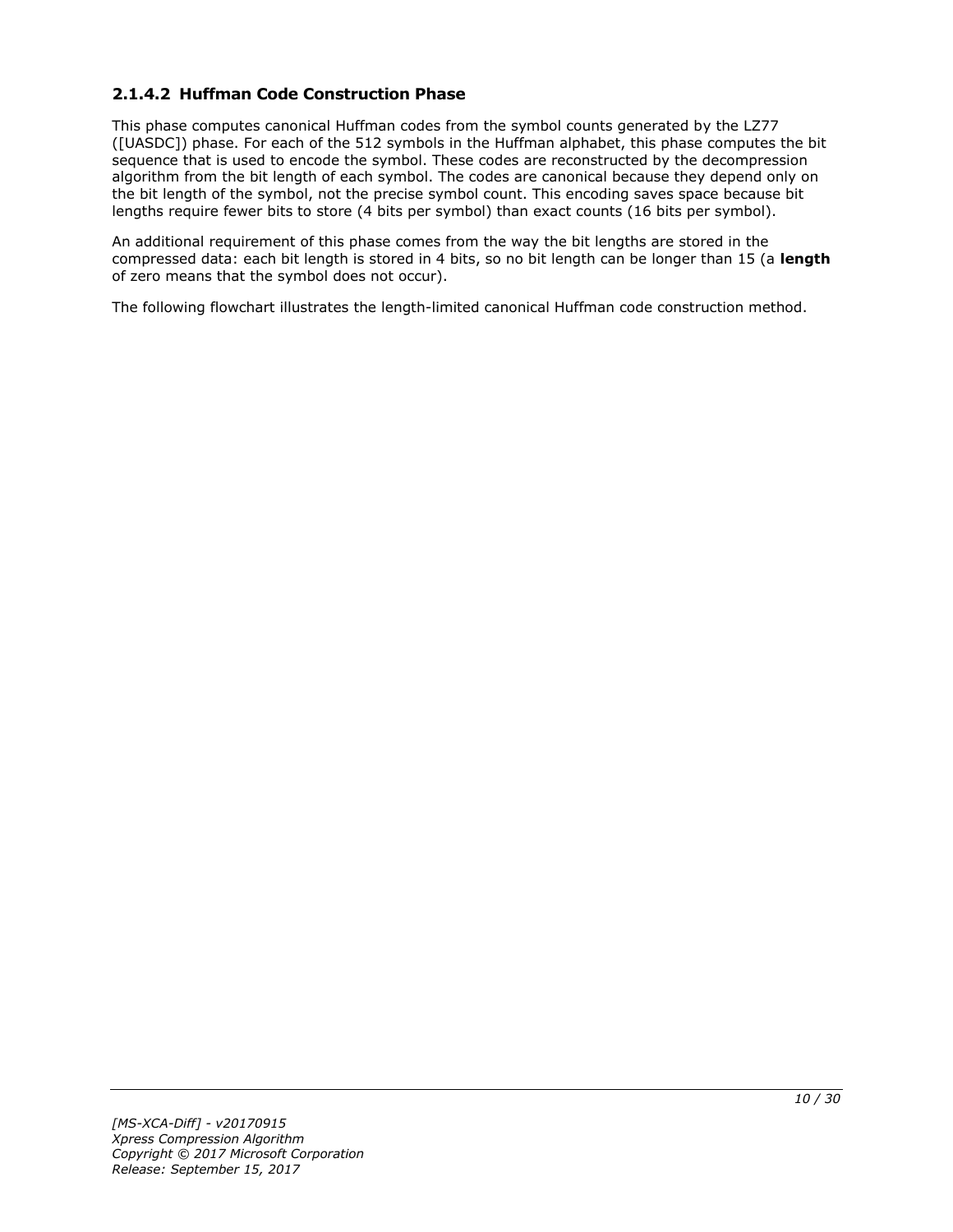### 2.1.4.2 Huffman Code Construction Phase

This phase computes canonical Huffman codes from the symbol counts generated by the LZ77 ([UASDC]) phase. For each of the 512 symbols in the Huffman alphabet, this phase computes the bit sequence that is used to encode the symbol. These codes are reconstructed by the decompression algorithm from the bit length of each symbol. The codes are canonical because they depend only on the bit length of the symbol, not the precise symbol count. This encoding saves space because bit lengths require fewer bits to store (4 bits per symbol) than exact counts (16 bits per symbol).

An additional requirement of this phase comes from the way the bit lengths are stored in the compressed data: each bit length is stored in 4 bits, so no bit length can be longer than 15 (a **length** of zero means that the symbol does not occur).

The following flowchart illustrates the length-limited canonical Huffman code construction method.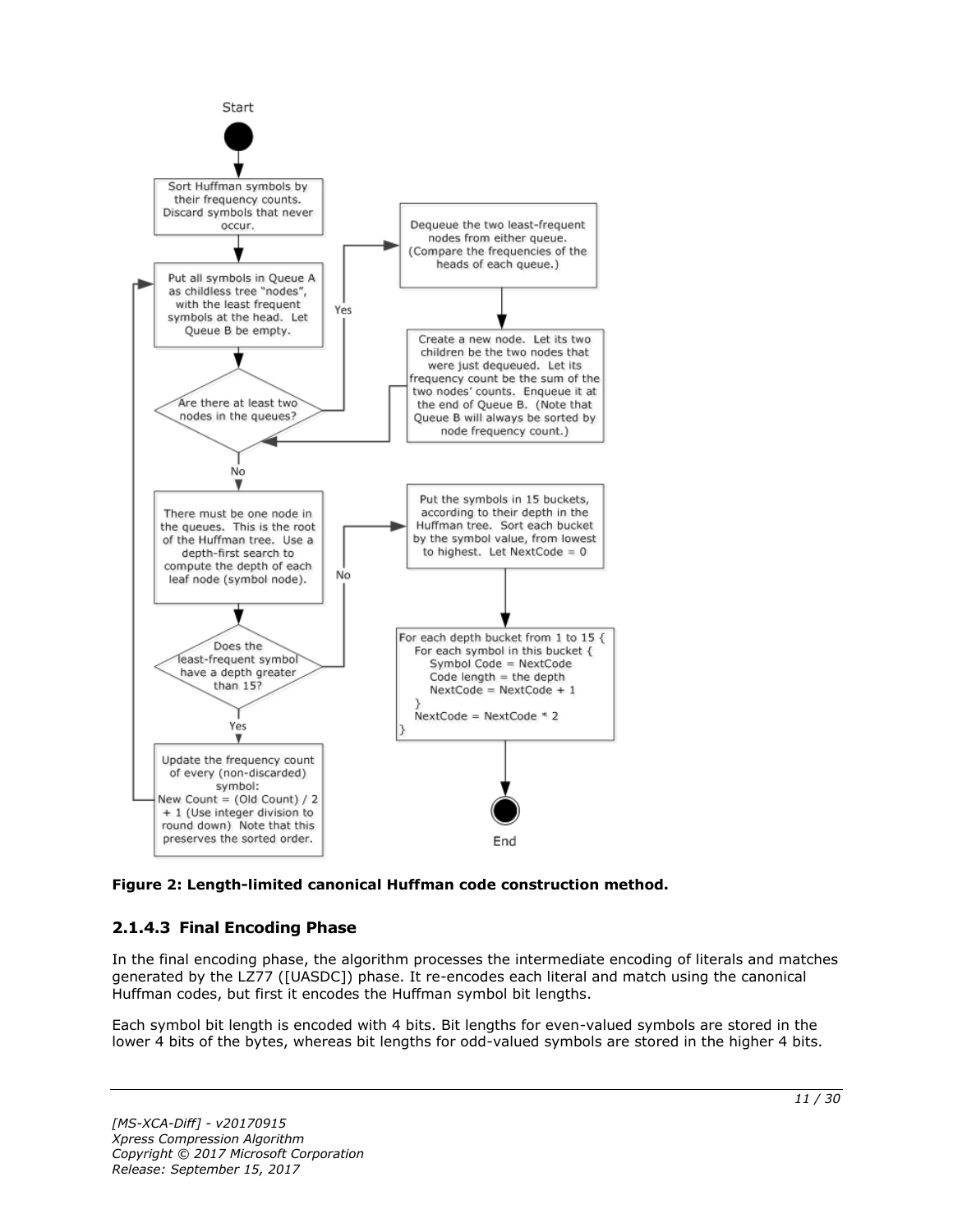Start

Sort Huffman symbols by their frequency counts. Discard symbols that never occur.

Put all symbols in Queue A as childless tree "nodes", with the least frequent symbols at the head. Let Queue B be empty.

Are there at least two nodes in the queues?

Yes

Dequeue the two least-frequent nodes from either queue. (Compare the frequencies of the heads of each queue.)

Create a new node. Let its two children be the two nodes that were just dequeued. Let its frequency count be the sum of the two nodes' counts. Enqueue it at the end of Queue B. (Note that Queue B will always be sorted by node frequency count.)

No

There must be one node in the queues. This is the root of the Huffman tree. Use a depth-first search to compute the depth of each leaf node (symbol node).

Does the least-frequent symbol have a depth greater than 15?

No

Put the symbols in 15 buckets, according to their depth in the Huffman tree. Sort each bucket by the symbol value, from lowest to highest. Let NextCode = 0

```
For each depth bucket from 1 to 15 {
   For each symbol in this bucket {
      Symbol Code = NextCode
      Code length = the depth
      NextCode = NextCode + 1
   }
   NextCode = NextCode * 2
}
```

End

Yes

Update the frequency count of every (non-discarded) symbol: New Count = (Old Count) / 2 + 1 (Use integer division to round down) Note that this preserves the sorted order.

**Figure 2: Length-limited canonical Huffman code construction method.**

### 2.1.4.3 Final Encoding Phase

In the final encoding phase, the algorithm processes the intermediate encoding of literals and matches generated by the LZ77 ([UASDC]) phase. It re-encodes each literal and match using the canonical Huffman codes, but first it encodes the Huffman symbol bit lengths.

Each symbol bit length is encoded with 4 bits. Bit lengths for even-valued symbols are stored in the lower 4 bits of the bytes, whereas bit lengths for odd-valued symbols are stored in the higher 4 bits.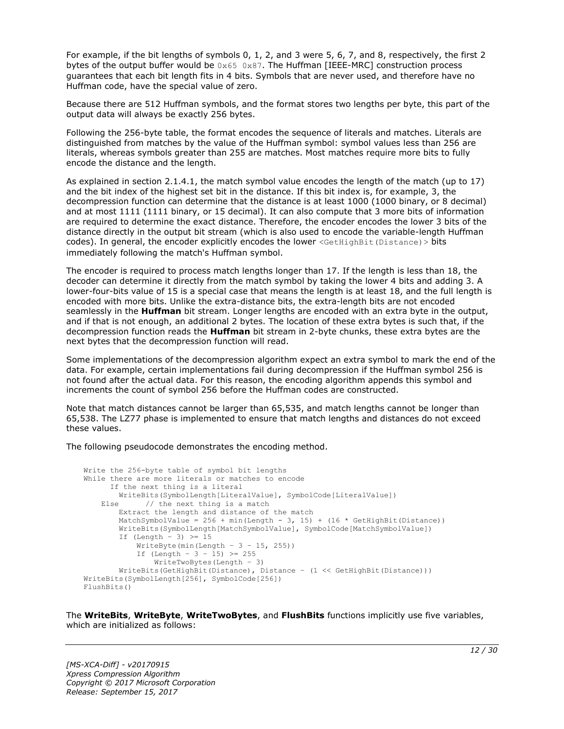For example, if the bit lengths of symbols 0, 1, 2, and 3 were 5, 6, 7, and 8, respectively, the first 2 bytes of the output buffer would be `0x65 0x87`. The Huffman [IEEE-MRC] construction process guarantees that each bit length fits in 4 bits. Symbols that are never used, and therefore have no Huffman code, have the special value of zero.

Because there are 512 Huffman symbols, and the format stores two lengths per byte, this part of the output data will always be exactly 256 bytes.

Following the 256-byte table, the format encodes the sequence of literals and matches. Literals are distinguished from matches by the value of the Huffman symbol: symbol values less than 256 are literals, whereas symbols greater than 255 are matches. Most matches require more bits to fully encode the distance and the length.

As explained in section 2.1.4.1, the match symbol value encodes the length of the match (up to 17) and the bit index of the highest set bit in the distance. If this bit index is, for example, 3, the decompression function can determine that the distance is at least 1000 (1000 binary, or 8 decimal) and at most 1111 (1111 binary, or 15 decimal). It can also compute that 3 more bits of information are required to determine the exact distance. Therefore, the encoder encodes the lower 3 bits of the distance directly in the output bit stream (which is also used to encode the variable-length Huffman codes). In general, the encoder explicitly encodes the lower `<GetHighBit(Distance)>` bits immediately following the match's Huffman symbol.

The encoder is required to process match lengths longer than 17. If the length is less than 18, the decoder can determine it directly from the match symbol by taking the lower 4 bits and adding 3. A lower-four-bits value of 15 is a special case that means the length is at least 18, and the full length is encoded with more bits. Unlike the extra-distance bits, the extra-length bits are not encoded seamlessly in the **Huffman** bit stream. Longer lengths are encoded with an extra byte in the output, and if that is not enough, an additional 2 bytes. The location of these extra bytes is such that, if the decompression function reads the **Huffman** bit stream in 2-byte chunks, these extra bytes are the next bytes that the decompression function will read.

Some implementations of the decompression algorithm expect an extra symbol to mark the end of the data. For example, certain implementations fail during decompression if the Huffman symbol 256 is not found after the actual data. For this reason, the encoding algorithm appends this symbol and increments the count of symbol 256 before the Huffman codes are constructed.

Note that match distances cannot be larger than 65,535, and match lengths cannot be longer than 65,538. The LZ77 phase is implemented to ensure that match lengths and distances do not exceed these values.

The following pseudocode demonstrates the encoding method.

```
Write the 256-byte table of symbol bit lengths
While there are more literals or matches to encode
      If the next thing is a literal
        WriteBits(SymbolLength[LiteralValue], SymbolCode[LiteralValue])
    Else      // the next thing is a match
        Extract the length and distance of the match
        MatchSymbolValue = 256 + min(Length - 3, 15) + (16 * GetHighBit(Distance))
        WriteBits(SymbolLength[MatchSymbolValue], SymbolCode[MatchSymbolValue])
        If (Length - 3) >= 15
            WriteByte(min(Length - 3 - 15, 255))
            If (Length - 3 - 15) >= 255
                WriteTwoBytes(Length - 3)
        WriteBits(GetHighBit(Distance), Distance - (1 << GetHighBit(Distance)))
WriteBits(SymbolLength[256], SymbolCode[256])
FlushBits()
```

The **WriteBits**, **WriteByte**, **WriteTwoBytes**, and **FlushBits** functions implicitly use five variables, which are initialized as follows: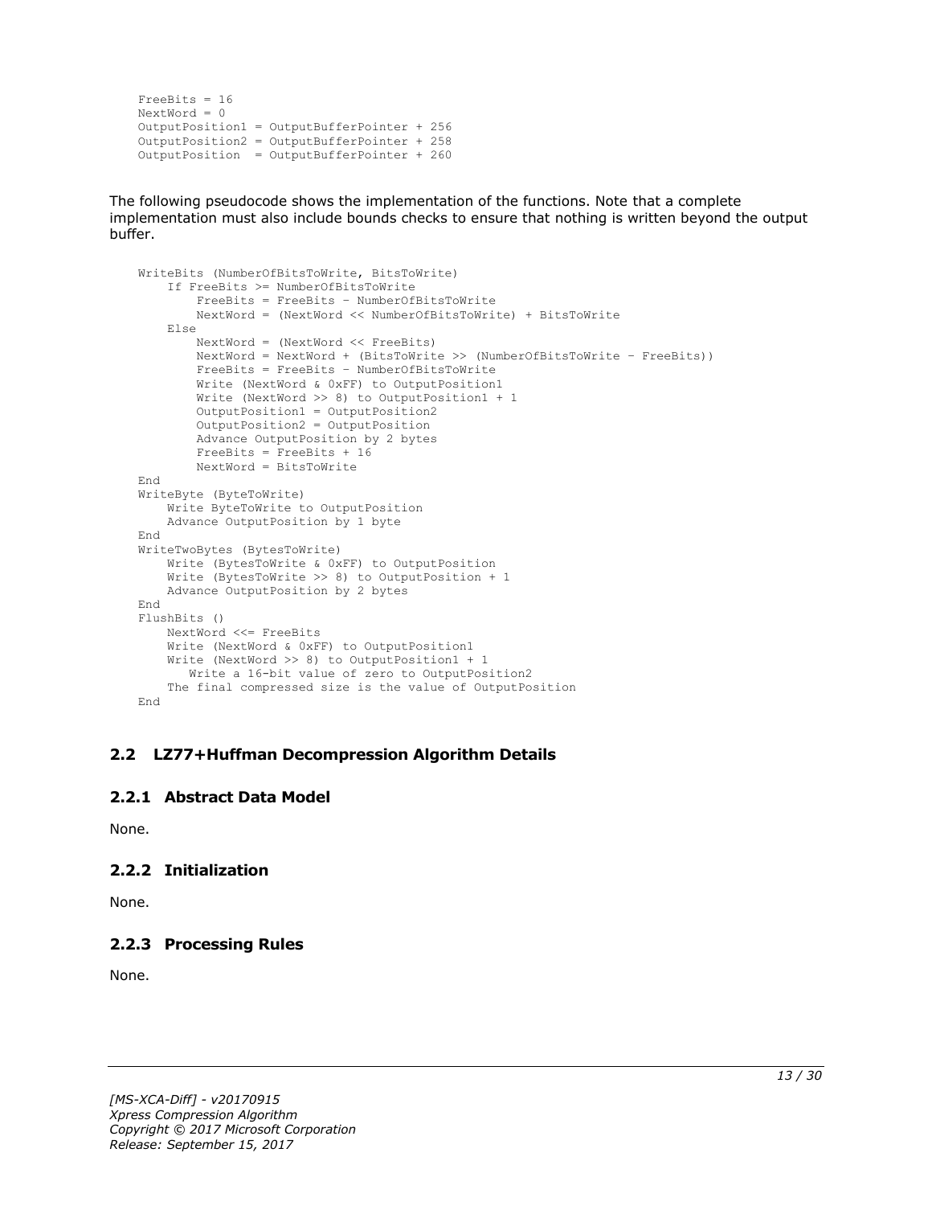```
FreeBits = 16
NextWord = 0
OutputPosition1 = OutputBufferPointer + 256
OutputPosition2 = OutputBufferPointer + 258
OutputPosition  = OutputBufferPointer + 260
```

The following pseudocode shows the implementation of the functions. Note that a complete implementation must also include bounds checks to ensure that nothing is written beyond the output buffer.

```
WriteBits (NumberOfBitsToWrite, BitsToWrite)
    If FreeBits >= NumberOfBitsToWrite
        FreeBits = FreeBits – NumberOfBitsToWrite
        NextWord = (NextWord << NumberOfBitsToWrite) + BitsToWrite
    Else
        NextWord = (NextWord << FreeBits)
        NextWord = NextWord + (BitsToWrite >> (NumberOfBitsToWrite – FreeBits))
        FreeBits = FreeBits – NumberOfBitsToWrite
        Write (NextWord & 0xFF) to OutputPosition1
        Write (NextWord >> 8) to OutputPosition1 + 1
        OutputPosition1 = OutputPosition2
        OutputPosition2 = OutputPosition
        Advance OutputPosition by 2 bytes
        FreeBits = FreeBits + 16
        NextWord = BitsToWrite
End
WriteByte (ByteToWrite)
    Write ByteToWrite to OutputPosition
    Advance OutputPosition by 1 byte
End
WriteTwoBytes (BytesToWrite)
    Write (BytesToWrite & 0xFF) to OutputPosition
    Write (BytesToWrite >> 8) to OutputPosition + 1
    Advance OutputPosition by 2 bytes
End
FlushBits ()
    NextWord <<= FreeBits
    Write (NextWord & 0xFF) to OutputPosition1
    Write (NextWord >> 8) to OutputPosition1 + 1
       Write a 16-bit value of zero to OutputPosition2
    The final compressed size is the value of OutputPosition
End
```

## 2.2 LZ77+Huffman Decompression Algorithm Details

### 2.2.1 Abstract Data Model

None.

### 2.2.2 Initialization

None.

### 2.2.3 Processing Rules

None.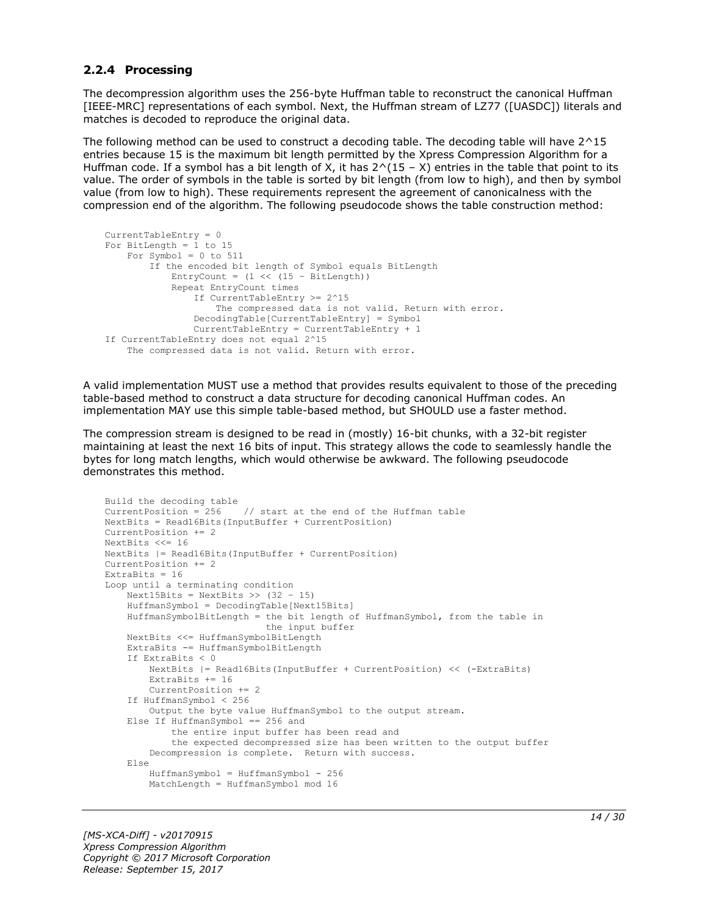### 2.2.4 Processing

The decompression algorithm uses the 256-byte Huffman table to reconstruct the canonical Huffman [IEEE-MRC] representations of each symbol. Next, the Huffman stream of LZ77 ([UASDC]) literals and matches is decoded to reproduce the original data.

The following method can be used to construct a decoding table. The decoding table will have 2^15 entries because 15 is the maximum bit length permitted by the Xpress Compression Algorithm for a Huffman code. If a symbol has a bit length of X, it has 2^(15 – X) entries in the table that point to its value. The order of symbols in the table is sorted by bit length (from low to high), and then by symbol value (from low to high). These requirements represent the agreement of canonicalness with the compression end of the algorithm. The following pseudocode shows the table construction method:

```
CurrentTableEntry = 0
For BitLength = 1 to 15
    For Symbol = 0 to 511
        If the encoded bit length of Symbol equals BitLength
            EntryCount = (1 << (15 – BitLength))
            Repeat EntryCount times
                If CurrentTableEntry >= 2^15
                    The compressed data is not valid. Return with error.
                DecodingTable[CurrentTableEntry] = Symbol
                CurrentTableEntry = CurrentTableEntry + 1
If CurrentTableEntry does not equal 2^15
    The compressed data is not valid. Return with error.
```

A valid implementation MUST use a method that provides results equivalent to those of the preceding table-based method to construct a data structure for decoding canonical Huffman codes. An implementation MAY use this simple table-based method, but SHOULD use a faster method.

The compression stream is designed to be read in (mostly) 16-bit chunks, with a 32-bit register maintaining at least the next 16 bits of input. This strategy allows the code to seamlessly handle the bytes for long match lengths, which would otherwise be awkward. The following pseudocode demonstrates this method.

```
Build the decoding table
CurrentPosition = 256    // start at the end of the Huffman table
NextBits = Read16Bits(InputBuffer + CurrentPosition)
CurrentPosition += 2
NextBits <<= 16
NextBits |= Read16Bits(InputBuffer + CurrentPosition)
CurrentPosition += 2
ExtraBits = 16
Loop until a terminating condition
    Next15Bits = NextBits >> (32 – 15)
    HuffmanSymbol = DecodingTable[Next15Bits]
    HuffmanSymbolBitLength = the bit length of HuffmanSymbol, from the table in
                             the input buffer
    NextBits <<= HuffmanSymbolBitLength
    ExtraBits -= HuffmanSymbolBitLength
    If ExtraBits < 0
        NextBits |= Read16Bits(InputBuffer + CurrentPosition) << (-ExtraBits)
        ExtraBits += 16
        CurrentPosition += 2
    If HuffmanSymbol < 256
        Output the byte value HuffmanSymbol to the output stream.
    Else If HuffmanSymbol == 256 and
            the entire input buffer has been read and
            the expected decompressed size has been written to the output buffer
        Decompression is complete.  Return with success.
    Else
        HuffmanSymbol = HuffmanSymbol - 256
        MatchLength = HuffmanSymbol mod 16
```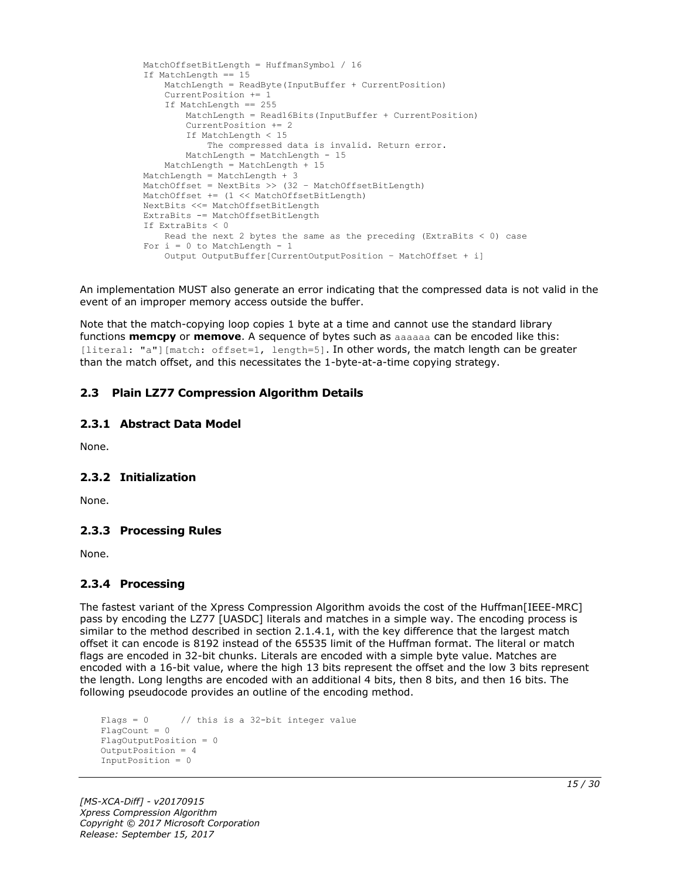```
    MatchOffsetBitLength = HuffmanSymbol / 16
    If MatchLength == 15
        MatchLength = ReadByte(InputBuffer + CurrentPosition)
        CurrentPosition += 1
        If MatchLength == 255
            MatchLength = Read16Bits(InputBuffer + CurrentPosition)
            CurrentPosition += 2
            If MatchLength < 15
                The compressed data is invalid. Return error.
            MatchLength = MatchLength - 15
        MatchLength = MatchLength + 15
    MatchLength = MatchLength + 3
    MatchOffset = NextBits >> (32 – MatchOffsetBitLength)
    MatchOffset += (1 << MatchOffsetBitLength)
    NextBits <<= MatchOffsetBitLength
    ExtraBits -= MatchOffsetBitLength
    If ExtraBits < 0
        Read the next 2 bytes the same as the preceding (ExtraBits < 0) case
    For i = 0 to MatchLength - 1
        Output OutputBuffer[CurrentOutputPosition – MatchOffset + i]
```

An implementation MUST also generate an error indicating that the compressed data is not valid in the event of an improper memory access outside the buffer.

Note that the match-copying loop copies 1 byte at a time and cannot use the standard library functions **memcpy** or **memove**. A sequence of bytes such as `aaaaaa` can be encoded like this: `[literal: "a"][match: offset=1, length=5]`. In other words, the match length can be greater than the match offset, and this necessitates the 1-byte-at-a-time copying strategy.

## 2.3 Plain LZ77 Compression Algorithm Details

### 2.3.1 Abstract Data Model

None.

### 2.3.2 Initialization

None.

### 2.3.3 Processing Rules

None.

### 2.3.4 Processing

The fastest variant of the Xpress Compression Algorithm avoids the cost of the Huffman[IEEE-MRC] pass by encoding the LZ77 [UASDC] literals and matches in a simple way. The encoding process is similar to the method described in section 2.1.4.1, with the key difference that the largest match offset it can encode is 8192 instead of the 65535 limit of the Huffman format. The literal or match flags are encoded in 32-bit chunks. Literals are encoded with a simple byte value. Matches are encoded with a 16-bit value, where the high 13 bits represent the offset and the low 3 bits represent the length. Long lengths are encoded with an additional 4 bits, then 8 bits, and then 16 bits. The following pseudocode provides an outline of the encoding method.

```
Flags = 0       // this is a 32-bit integer value
FlagCount = 0
FlagOutputPosition = 0
OutputPosition = 4
InputPosition = 0
```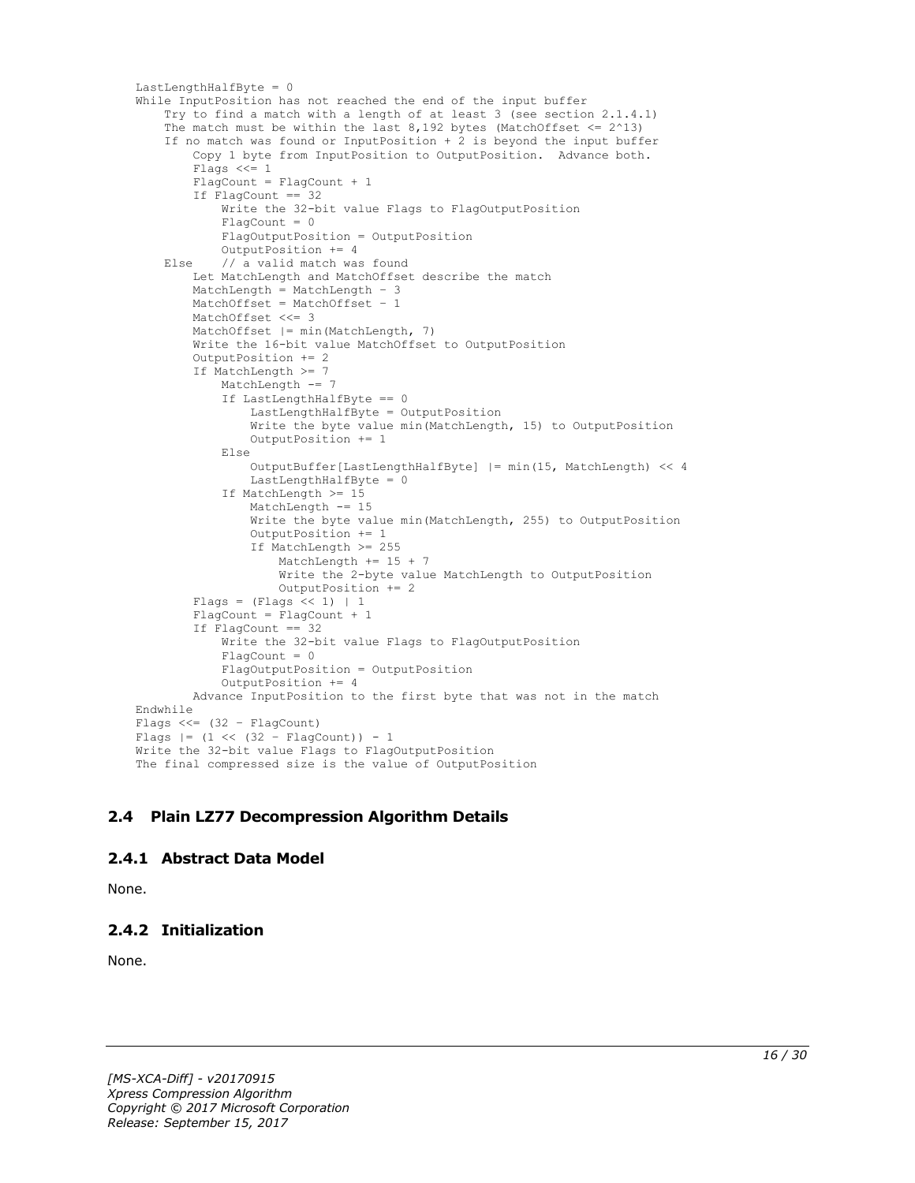```
LastLengthHalfByte = 0
While InputPosition has not reached the end of the input buffer
    Try to find a match with a length of at least 3 (see section 2.1.4.1)
    The match must be within the last 8,192 bytes (MatchOffset <= 2^13)
    If no match was found or InputPosition + 2 is beyond the input buffer
        Copy 1 byte from InputPosition to OutputPosition.  Advance both.
        Flags <<= 1
        FlagCount = FlagCount + 1
        If FlagCount == 32
            Write the 32-bit value Flags to FlagOutputPosition
            FlagCount = 0
            FlagOutputPosition = OutputPosition
            OutputPosition += 4
    Else    // a valid match was found
        Let MatchLength and MatchOffset describe the match
        MatchLength = MatchLength - 3
        MatchOffset = MatchOffset - 1
        MatchOffset <<= 3
        MatchOffset |= min(MatchLength, 7)
        Write the 16-bit value MatchOffset to OutputPosition
        OutputPosition += 2
        If MatchLength >= 7
            MatchLength -= 7
            If LastLengthHalfByte == 0
                LastLengthHalfByte = OutputPosition
                Write the byte value min(MatchLength, 15) to OutputPosition
                OutputPosition += 1
            Else
                OutputBuffer[LastLengthHalfByte] |= min(15, MatchLength) << 4
                LastLengthHalfByte = 0
            If MatchLength >= 15
                MatchLength -= 15
                Write the byte value min(MatchLength, 255) to OutputPosition
                OutputPosition += 1
                If MatchLength >= 255
                    MatchLength += 15 + 7
                    Write the 2-byte value MatchLength to OutputPosition
                    OutputPosition += 2
        Flags = (Flags << 1) | 1
        FlagCount = FlagCount + 1
        If FlagCount == 32
            Write the 32-bit value Flags to FlagOutputPosition
            FlagCount = 0
            FlagOutputPosition = OutputPosition
            OutputPosition += 4
        Advance InputPosition to the first byte that was not in the match
Endwhile
Flags <<= (32 - FlagCount)
Flags |= (1 << (32 - FlagCount)) - 1
Write the 32-bit value Flags to FlagOutputPosition
The final compressed size is the value of OutputPosition
```

## 2.4 Plain LZ77 Decompression Algorithm Details

### 2.4.1 Abstract Data Model

None.

### 2.4.2 Initialization

None.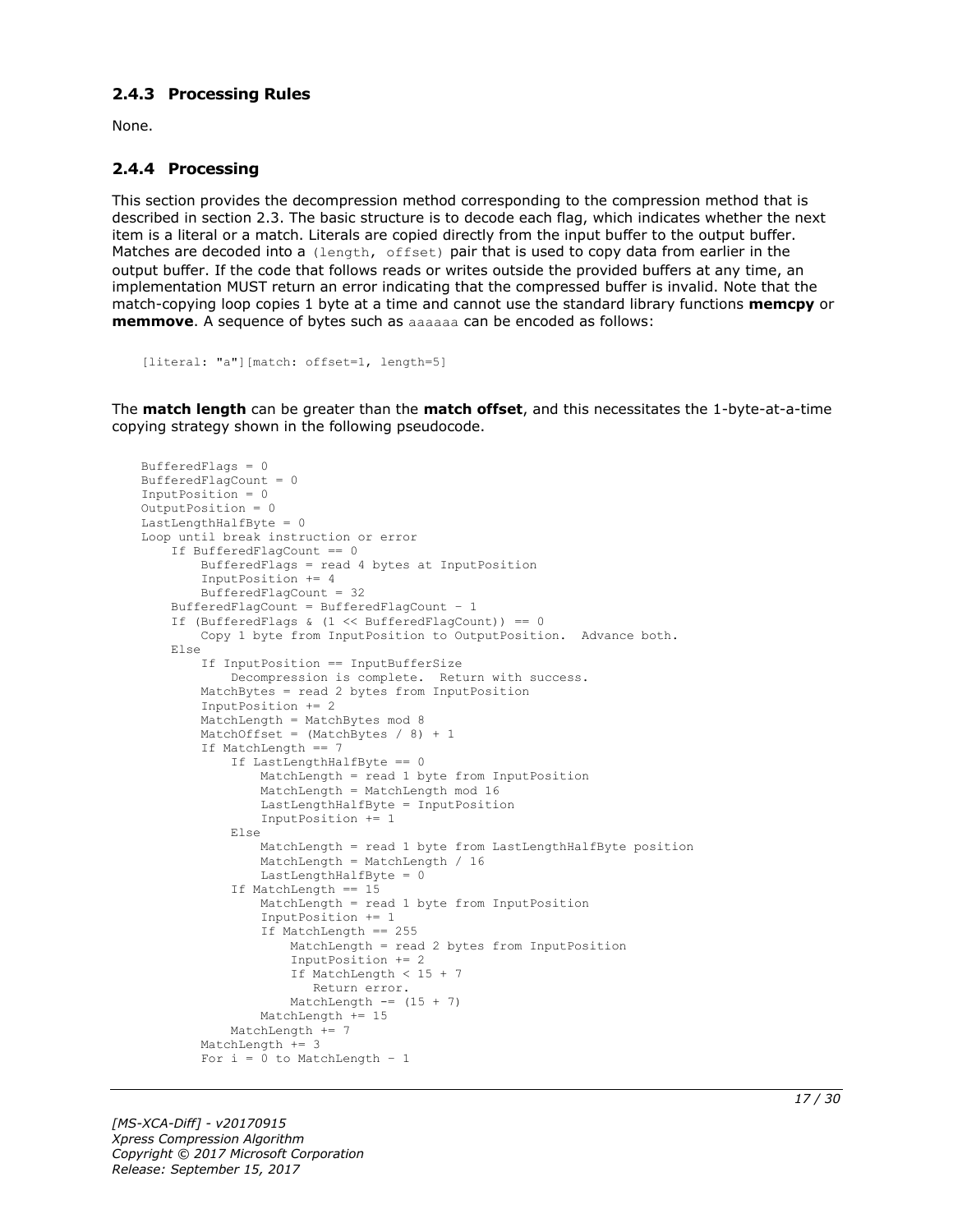### 2.4.3 Processing Rules

None.

### 2.4.4 Processing

This section provides the decompression method corresponding to the compression method that is described in section 2.3. The basic structure is to decode each flag, which indicates whether the next item is a literal or a match. Literals are copied directly from the input buffer to the output buffer. Matches are decoded into a `(length, offset)` pair that is used to copy data from earlier in the output buffer. If the code that follows reads or writes outside the provided buffers at any time, an implementation MUST return an error indicating that the compressed buffer is invalid. Note that the match-copying loop copies 1 byte at a time and cannot use the standard library functions **memcpy** or **memmove**. A sequence of bytes such as `aaaaaa` can be encoded as follows:

```
[literal: "a"][match: offset=1, length=5]
```

The **match length** can be greater than the **match offset**, and this necessitates the 1-byte-at-a-time copying strategy shown in the following pseudocode.

```
BufferedFlags = 0
BufferedFlagCount = 0
InputPosition = 0
OutputPosition = 0
LastLengthHalfByte = 0
Loop until break instruction or error
    If BufferedFlagCount == 0
        BufferedFlags = read 4 bytes at InputPosition
        InputPosition += 4
        BufferedFlagCount = 32
    BufferedFlagCount = BufferedFlagCount - 1
    If (BufferedFlags & (1 << BufferedFlagCount)) == 0
        Copy 1 byte from InputPosition to OutputPosition.  Advance both.
    Else
        If InputPosition == InputBufferSize
            Decompression is complete.  Return with success.
        MatchBytes = read 2 bytes from InputPosition
        InputPosition += 2
        MatchLength = MatchBytes mod 8
        MatchOffset = (MatchBytes / 8) + 1
        If MatchLength == 7
            If LastLengthHalfByte == 0
                MatchLength = read 1 byte from InputPosition
                MatchLength = MatchLength mod 16
                LastLengthHalfByte = InputPosition
                InputPosition += 1
            Else
                MatchLength = read 1 byte from LastLengthHalfByte position
                MatchLength = MatchLength / 16
                LastLengthHalfByte = 0
            If MatchLength == 15
                MatchLength = read 1 byte from InputPosition
                InputPosition += 1
                If MatchLength == 255
                    MatchLength = read 2 bytes from InputPosition
                    InputPosition += 2
                    If MatchLength < 15 + 7
                       Return error.
                    MatchLength -= (15 + 7)
                MatchLength += 15
            MatchLength += 7
        MatchLength += 3
        For i = 0 to MatchLength - 1
```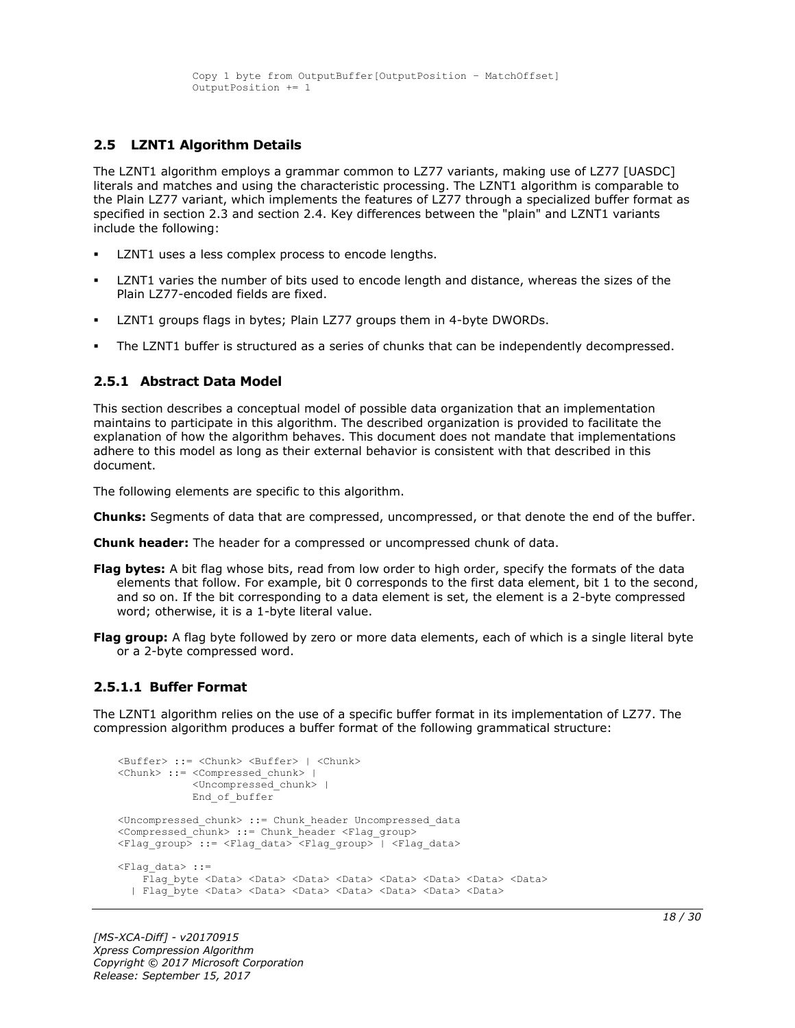```
            Copy 1 byte from OutputBuffer[OutputPosition – MatchOffset]
            OutputPosition += 1
```

## 2.5 LZNT1 Algorithm Details

The LZNT1 algorithm employs a grammar common to LZ77 variants, making use of LZ77 [UASDC] literals and matches and using the characteristic processing. The LZNT1 algorithm is comparable to the Plain LZ77 variant, which implements the features of LZ77 through a specialized buffer format as specified in section 2.3 and section 2.4. Key differences between the "plain" and LZNT1 variants include the following:

- LZNT1 uses a less complex process to encode lengths.
- LZNT1 varies the number of bits used to encode length and distance, whereas the sizes of the Plain LZ77-encoded fields are fixed.
- LZNT1 groups flags in bytes; Plain LZ77 groups them in 4-byte DWORDs.
- The LZNT1 buffer is structured as a series of chunks that can be independently decompressed.

### 2.5.1 Abstract Data Model

This section describes a conceptual model of possible data organization that an implementation maintains to participate in this algorithm. The described organization is provided to facilitate the explanation of how the algorithm behaves. This document does not mandate that implementations adhere to this model as long as their external behavior is consistent with that described in this document.

The following elements are specific to this algorithm.

**Chunks:** Segments of data that are compressed, uncompressed, or that denote the end of the buffer.

**Chunk header:** The header for a compressed or uncompressed chunk of data.

**Flag bytes:** A bit flag whose bits, read from low order to high order, specify the formats of the data elements that follow. For example, bit 0 corresponds to the first data element, bit 1 to the second, and so on. If the bit corresponding to a data element is set, the element is a 2-byte compressed word; otherwise, it is a 1-byte literal value.

**Flag group:** A flag byte followed by zero or more data elements, each of which is a single literal byte or a 2-byte compressed word.

#### 2.5.1.1 Buffer Format

The LZNT1 algorithm relies on the use of a specific buffer format in its implementation of LZ77. The compression algorithm produces a buffer format of the following grammatical structure:

```
<Buffer> ::= <Chunk> <Buffer> | <Chunk>
<Chunk> ::= <Compressed_chunk> |
            <Uncompressed_chunk> |
            End_of_buffer

<Uncompressed_chunk> ::= Chunk_header Uncompressed_data
<Compressed_chunk> ::= Chunk_header <Flag_group>
<Flag_group> ::= <Flag_data> <Flag_group> | <Flag_data>

<Flag_data> ::=
    Flag_byte <Data> <Data> <Data> <Data> <Data> <Data> <Data> <Data>
  | Flag_byte <Data> <Data> <Data> <Data> <Data> <Data> <Data>
```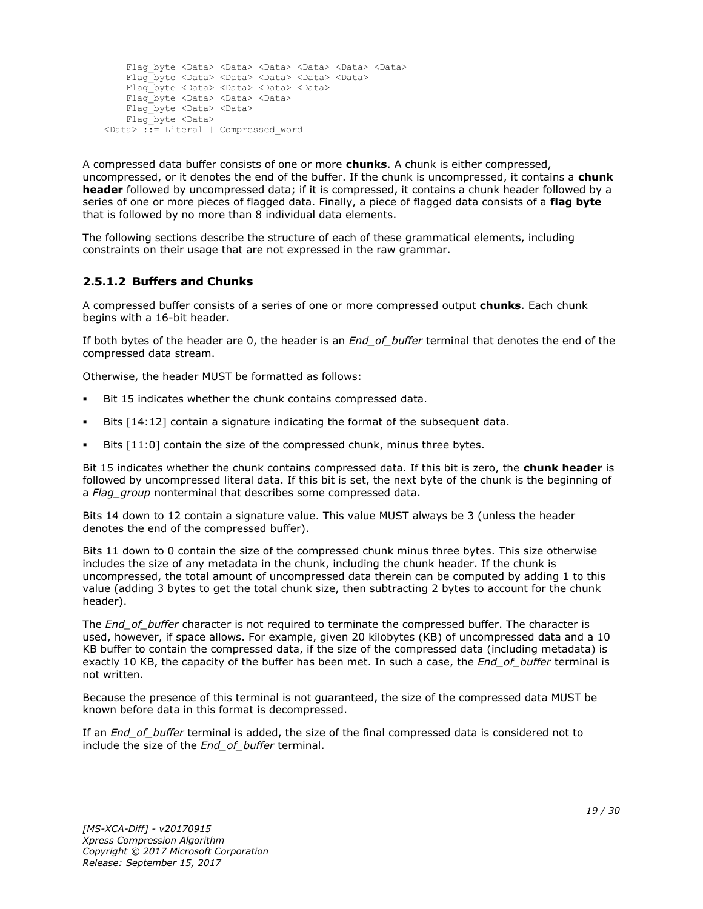```
  | Flag_byte <Data> <Data> <Data> <Data> <Data> <Data>
  | Flag_byte <Data> <Data> <Data> <Data> <Data>
  | Flag_byte <Data> <Data> <Data> <Data>
  | Flag_byte <Data> <Data> <Data>
  | Flag_byte <Data> <Data>
  | Flag_byte <Data>
<Data> ::= Literal | Compressed_word
```

A compressed data buffer consists of one or more **chunks**. A chunk is either compressed, uncompressed, or it denotes the end of the buffer. If the chunk is uncompressed, it contains a **chunk header** followed by uncompressed data; if it is compressed, it contains a chunk header followed by a series of one or more pieces of flagged data. Finally, a piece of flagged data consists of a **flag byte** that is followed by no more than 8 individual data elements.

The following sections describe the structure of each of these grammatical elements, including constraints on their usage that are not expressed in the raw grammar.

### 2.5.1.2 Buffers and Chunks

A compressed buffer consists of a series of one or more compressed output **chunks**. Each chunk begins with a 16-bit header.

If both bytes of the header are 0, the header is an *End_of_buffer* terminal that denotes the end of the compressed data stream.

Otherwise, the header MUST be formatted as follows:

- Bit 15 indicates whether the chunk contains compressed data.
- Bits [14:12] contain a signature indicating the format of the subsequent data.
- Bits [11:0] contain the size of the compressed chunk, minus three bytes.

Bit 15 indicates whether the chunk contains compressed data. If this bit is zero, the **chunk header** is followed by uncompressed literal data. If this bit is set, the next byte of the chunk is the beginning of a *Flag_group* nonterminal that describes some compressed data.

Bits 14 down to 12 contain a signature value. This value MUST always be 3 (unless the header denotes the end of the compressed buffer).

Bits 11 down to 0 contain the size of the compressed chunk minus three bytes. This size otherwise includes the size of any metadata in the chunk, including the chunk header. If the chunk is uncompressed, the total amount of uncompressed data therein can be computed by adding 1 to this value (adding 3 bytes to get the total chunk size, then subtracting 2 bytes to account for the chunk header).

The *End_of_buffer* character is not required to terminate the compressed buffer. The character is used, however, if space allows. For example, given 20 kilobytes (KB) of uncompressed data and a 10 KB buffer to contain the compressed data, if the size of the compressed data (including metadata) is exactly 10 KB, the capacity of the buffer has been met. In such a case, the *End_of_buffer* terminal is not written.

Because the presence of this terminal is not guaranteed, the size of the compressed data MUST be known before data in this format is decompressed.

If an *End_of_buffer* terminal is added, the size of the final compressed data is considered not to include the size of the *End_of_buffer* terminal.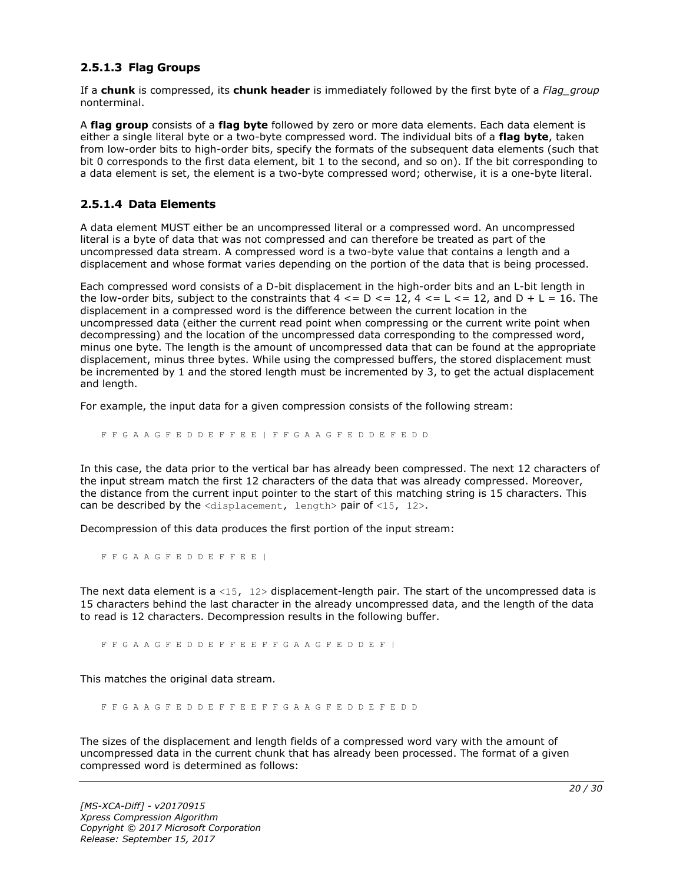### 2.5.1.3 Flag Groups

If a **chunk** is compressed, its **chunk header** is immediately followed by the first byte of a *Flag_group* nonterminal.

A **flag group** consists of a **flag byte** followed by zero or more data elements. Each data element is either a single literal byte or a two-byte compressed word. The individual bits of a **flag byte**, taken from low-order bits to high-order bits, specify the formats of the subsequent data elements (such that bit 0 corresponds to the first data element, bit 1 to the second, and so on). If the bit corresponding to a data element is set, the element is a two-byte compressed word; otherwise, it is a one-byte literal.

### 2.5.1.4 Data Elements

A data element MUST either be an uncompressed literal or a compressed word. An uncompressed literal is a byte of data that was not compressed and can therefore be treated as part of the uncompressed data stream. A compressed word is a two-byte value that contains a length and a displacement and whose format varies depending on the portion of the data that is being processed.

Each compressed word consists of a D-bit displacement in the high-order bits and an L-bit length in the low-order bits, subject to the constraints that 4 <= D <= 12, 4 <= L <= 12, and D + L = 16. The displacement in a compressed word is the difference between the current location in the uncompressed data (either the current read point when compressing or the current write point when decompressing) and the location of the uncompressed data corresponding to the compressed word, minus one byte. The length is the amount of uncompressed data that can be found at the appropriate displacement, minus three bytes. While using the compressed buffers, the stored displacement must be incremented by 1 and the stored length must be incremented by 3, to get the actual displacement and length.

For example, the input data for a given compression consists of the following stream:

```
F F G A A G F E D D E F F E E | F F G A A G F E D D E F E D D
```

In this case, the data prior to the vertical bar has already been compressed. The next 12 characters of the input stream match the first 12 characters of the data that was already compressed. Moreover, the distance from the current input pointer to the start of this matching string is 15 characters. This can be described by the `<displacement, length>` pair of `<15, 12>`.

Decompression of this data produces the first portion of the input stream:

```
F F G A A G F E D D E F F E E |
```

The next data element is a `<15, 12>` displacement-length pair. The start of the uncompressed data is 15 characters behind the last character in the already uncompressed data, and the length of the data to read is 12 characters. Decompression results in the following buffer.

```
F F G A A G F E D D E F F E E F F G A A G F E D D E F |
```

This matches the original data stream.

```
F F G A A G F E D D E F F E E F F G A A G F E D D E F E D D
```

The sizes of the displacement and length fields of a compressed word vary with the amount of uncompressed data in the current chunk that has already been processed. The format of a given compressed word is determined as follows: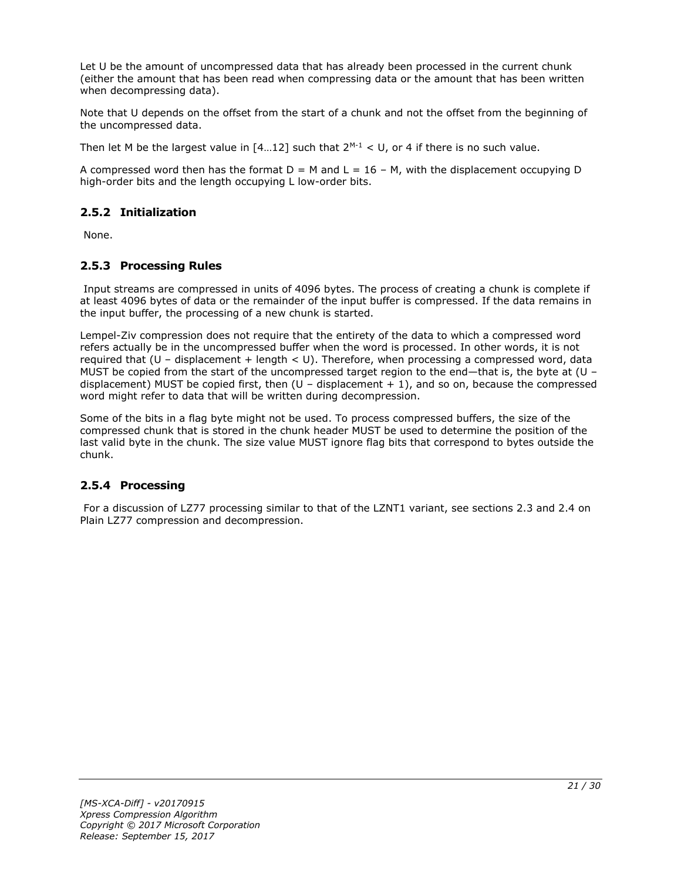Let U be the amount of uncompressed data that has already been processed in the current chunk (either the amount that has been read when compressing data or the amount that has been written when decompressing data).

Note that U depends on the offset from the start of a chunk and not the offset from the beginning of the uncompressed data.

Then let M be the largest value in [4…12] such that $2^{M-1} < U$, or 4 if there is no such value.

A compressed word then has the format D = M and L = 16 – M, with the displacement occupying D high-order bits and the length occupying L low-order bits.

### 2.5.2 Initialization

None.

### 2.5.3 Processing Rules

Input streams are compressed in units of 4096 bytes. The process of creating a chunk is complete if at least 4096 bytes of data or the remainder of the input buffer is compressed. If the data remains in the input buffer, the processing of a new chunk is started.

Lempel-Ziv compression does not require that the entirety of the data to which a compressed word refers actually be in the uncompressed buffer when the word is processed. In other words, it is not required that (U – displacement + length < U). Therefore, when processing a compressed word, data MUST be copied from the start of the uncompressed target region to the end—that is, the byte at (U – displacement) MUST be copied first, then (U – displacement + 1), and so on, because the compressed word might refer to data that will be written during decompression.

Some of the bits in a flag byte might not be used. To process compressed buffers, the size of the compressed chunk that is stored in the chunk header MUST be used to determine the position of the last valid byte in the chunk. The size value MUST ignore flag bits that correspond to bytes outside the chunk.

### 2.5.4 Processing

For a discussion of LZ77 processing similar to that of the LZNT1 variant, see sections 2.3 and 2.4 on Plain LZ77 compression and decompression.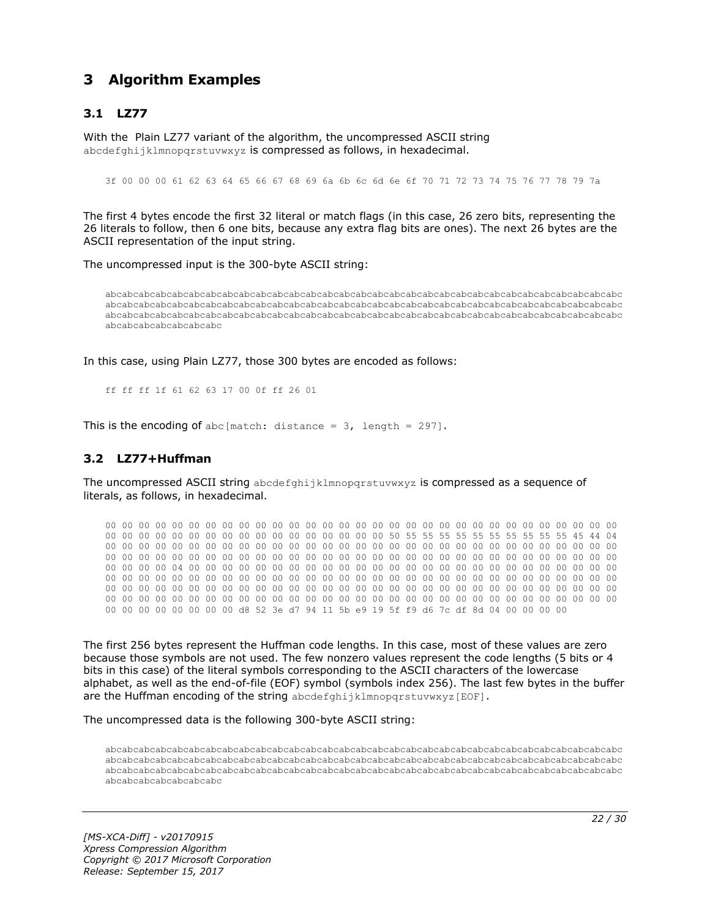# 3 Algorithm Examples

## 3.1 LZ77

With the Plain LZ77 variant of the algorithm, the uncompressed ASCII string `abcdefghijklmnopqrstuvwxyz` is compressed as follows, in hexadecimal.

```
3f 00 00 00 61 62 63 64 65 66 67 68 69 6a 6b 6c 6d 6e 6f 70 71 72 73 74 75 76 77 78 79 7a
```

The first 4 bytes encode the first 32 literal or match flags (in this case, 26 zero bits, representing the 26 literals to follow, then 6 one bits, because any extra flag bits are ones). The next 26 bytes are the ASCII representation of the input string.

The uncompressed input is the 300-byte ASCII string:

```
abcabcabcabcabcabcabcabcabcabcabcabcabcabcabcabcabcabcabcabcabcabcabcabcabcabcabcabcabcabcabcabcabcabc
abcabcabcabcabcabcabcabcabcabcabcabcabcabcabcabcabcabcabcabcabcabcabcabcabcabcabcabcabcabcabcabcabcabc
abcabcabcabcabcabcabcabcabcabcabcabcabcabcabcabcabcabcabcabcabcabcabcabcabcabcabcabcabcabcabcabcabcabc
abcabcabcabcabcabcabc
```

In this case, using Plain LZ77, those 300 bytes are encoded as follows:

```
ff ff ff 1f 61 62 63 17 00 0f ff 26 01
```

This is the encoding of `abc[match: distance = 3, length = 297]`.

## 3.2 LZ77+Huffman

The uncompressed ASCII string `abcdefghijklmnopqrstuvwxyz` is compressed as a sequence of literals, as follows, in hexadecimal.

```
00 00 00 00 00 00 00 00 00 00 00 00 00 00 00 00 00 00 00 00 00 00 00 00 00 00 00 00 00 00 00 00
00 00 00 00 00 00 00 00 00 00 00 00 00 00 00 00 00 50 55 55 55 55 55 55 55 55 55 55 45 44 04
00 00 00 00 00 00 00 00 00 00 00 00 00 00 00 00 00 00 00 00 00 00 00 00 00 00 00 00 00 00 00 00
00 00 00 00 00 00 00 00 00 00 00 00 00 00 00 00 00 00 00 00 00 00 00 00 00 00 00 00 00 00 00 00
00 00 00 00 04 00 00 00 00 00 00 00 00 00 00 00 00 00 00 00 00 00 00 00 00 00 00 00 00 00 00 00
00 00 00 00 00 00 00 00 00 00 00 00 00 00 00 00 00 00 00 00 00 00 00 00 00 00 00 00 00 00 00 00
00 00 00 00 00 00 00 00 00 00 00 00 00 00 00 00 00 00 00 00 00 00 00 00 00 00 00 00 00 00 00 00
00 00 00 00 00 00 00 00 00 00 00 00 00 00 00 00 00 00 00 00 00 00 00 00 00 00 00 00 00 00 00 00
00 00 00 00 00 00 00 00 d8 52 3e d7 94 11 5b e9 19 5f f9 d6 7c df 8d 04 00 00 00 00
```

The first 256 bytes represent the Huffman code lengths. In this case, most of these values are zero because those symbols are not used. The few nonzero values represent the code lengths (5 bits or 4 bits in this case) of the literal symbols corresponding to the ASCII characters of the lowercase alphabet, as well as the end-of-file (EOF) symbol (symbols index 256). The last few bytes in the buffer are the Huffman encoding of the string `abcdefghijklmnopqrstuvwxyz[EOF]`.

The uncompressed data is the following 300-byte ASCII string:

```
abcabcabcabcabcabcabcabcabcabcabcabcabcabcabcabcabcabcabcabcabcabcabcabcabcabcabcabcabcabcabcabcabcabc
abcabcabcabcabcabcabcabcabcabcabcabcabcabcabcabcabcabcabcabcabcabcabcabcabcabcabcabcabcabcabcabcabcabc
abcabcabcabcabcabcabcabcabcabcabcabcabcabcabcabcabcabcabcabcabcabcabcabcabcabcabcabcabcabcabcabcabcabc
abcabcabcabcabcabcabc
```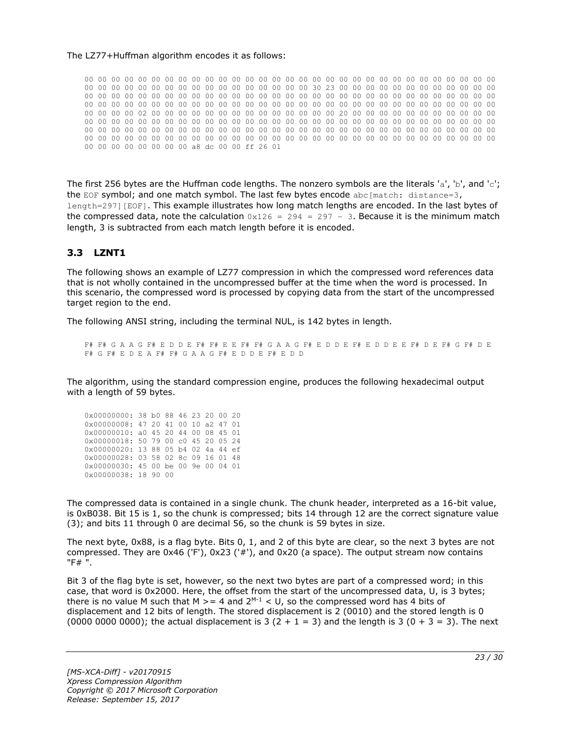The LZ77+Huffman algorithm encodes it as follows:

```
00 00 00 00 00 00 00 00 00 00 00 00 00 00 00 00 00 00 00 00 00 00 00 00 00 00 00 00 00 00 00 00
00 00 00 00 00 00 00 00 00 00 00 00 00 00 00 00 30 23 00 00 00 00 00 00 00 00 00 00 00 00 00 00
00 00 00 00 00 00 00 00 00 00 00 00 00 00 00 00 00 00 00 00 00 00 00 00 00 00 00 00 00 00 00 00
00 00 00 00 00 00 00 00 00 00 00 00 00 00 00 00 00 00 00 00 00 00 00 00 00 00 00 00 00 00 00 00
00 00 00 00 02 00 00 00 00 00 00 00 00 00 00 00 00 00 00 00 00 20 00 00 00 00 00 00 00 00 00 00
00 00 00 00 00 00 00 00 00 00 00 00 00 00 00 00 00 00 00 00 00 00 00 00 00 00 00 00 00 00 00 00
00 00 00 00 00 00 00 00 00 00 00 00 00 00 00 00 00 00 00 00 00 00 00 00 00 00 00 00 00 00 00 00
00 00 00 00 00 00 00 00 00 00 00 00 00 00 00 00 00 00 00 00 00 00 00 00 00 00 00 00 00 00 00 00
00 00 00 00 00 00 00 00 a8 dc 00 00 ff 26 01
```

The first 256 bytes are the Huffman code lengths. The nonzero symbols are the literals 'a', 'b', and 'c'; the EOF symbol; and one match symbol. The last few bytes encode abc[match: distance=3, length=297][EOF]. This example illustrates how long match lengths are encoded. In the last bytes of the compressed data, note the calculation 0x126 = 294 = 297 - 3. Because it is the minimum match length, 3 is subtracted from each match length before it is encoded.

## 3.3 LZNT1

The following shows an example of LZ77 compression in which the compressed word references data that is not wholly contained in the uncompressed buffer at the time when the word is processed. In this scenario, the compressed word is processed by copying data from the start of the uncompressed target region to the end.

The following ANSI string, including the terminal NUL, is 142 bytes in length.

```
F# F# G A A G F# E D D E F# F# E E F# F# G A A G F# E D D E F# E D D E E F# D E F# G F# D E
F# G F# E D E A F# F# G A A G F# E D D E F# E D D
```

The algorithm, using the standard compression engine, produces the following hexadecimal output with a length of 59 bytes.

```
0x00000000: 38 b0 88 46 23 20 00 20
0x00000008: 47 20 41 00 10 a2 47 01
0x00000010: a0 45 20 44 00 08 45 01
0x00000018: 50 79 00 c0 45 20 05 24
0x00000020: 13 88 05 b4 02 4a 44 ef
0x00000028: 03 58 02 8c 09 16 01 48
0x00000030: 45 00 be 00 9e 00 04 01
0x00000038: 18 90 00
```

The compressed data is contained in a single chunk. The chunk header, interpreted as a 16-bit value, is 0xB038. Bit 15 is 1, so the chunk is compressed; bits 14 through 12 are the correct signature value (3); and bits 11 through 0 are decimal 56, so the chunk is 59 bytes in size.

The next byte, 0x88, is a flag byte. Bits 0, 1, and 2 of this byte are clear, so the next 3 bytes are not compressed. They are 0x46 ('F'), 0x23 ('#'), and 0x20 (a space). The output stream now contains "F# ".

Bit 3 of the flag byte is set, however, so the next two bytes are part of a compressed word; in this case, that word is 0x2000. Here, the offset from the start of the uncompressed data, U, is 3 bytes; there is no value M such that M >= 4 and $2^{M-1}$ < U, so the compressed word has 4 bits of displacement and 12 bits of length. The stored displacement is 2 (0010) and the stored length is 0 (0000 0000 0000); the actual displacement is 3 (2 + 1 = 3) and the length is 3 (0 + 3 = 3). The next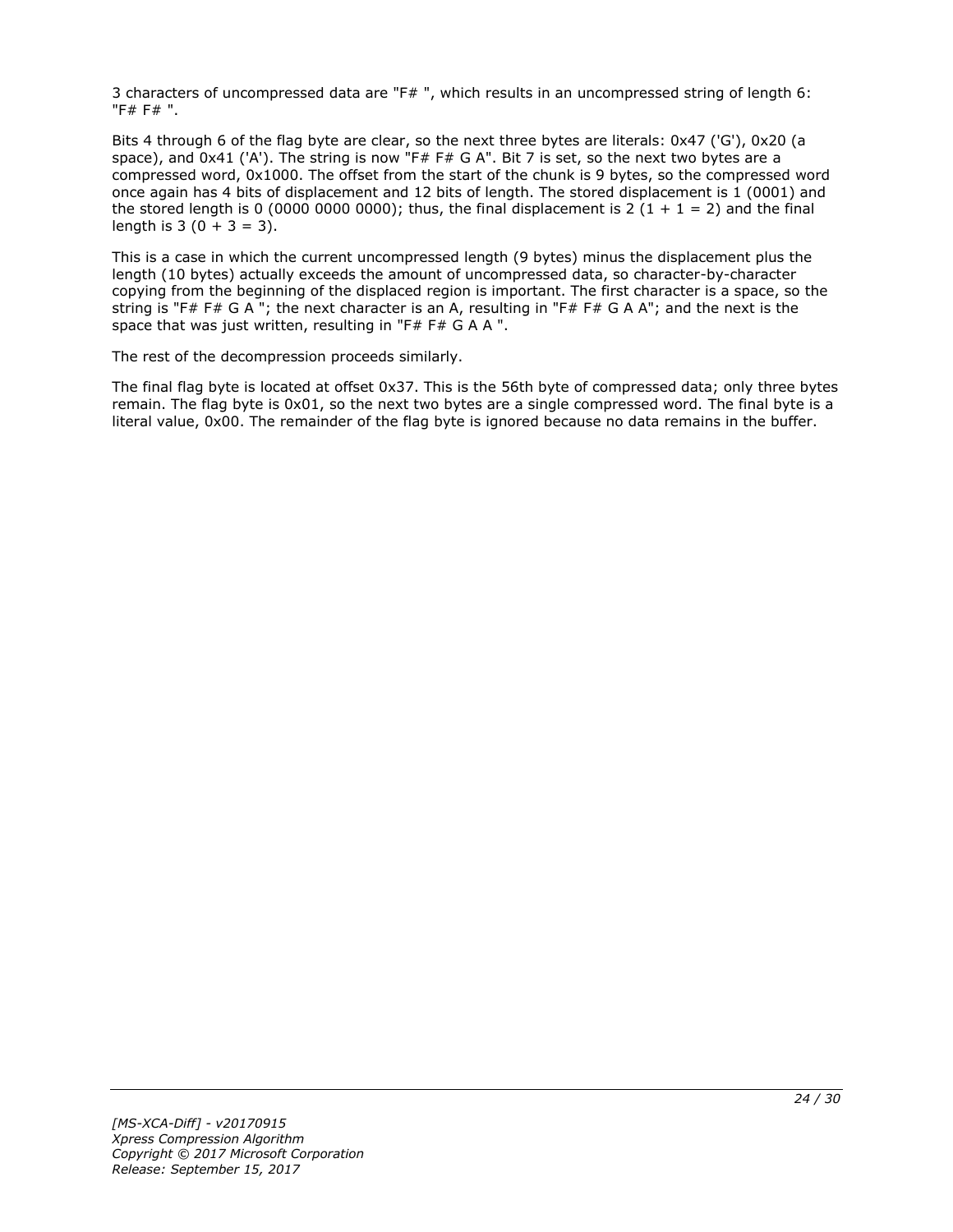3 characters of uncompressed data are "F# ", which results in an uncompressed string of length 6: "F# F# ".

Bits 4 through 6 of the flag byte are clear, so the next three bytes are literals: 0x47 ('G'), 0x20 (a space), and 0x41 ('A'). The string is now "F# F# G A". Bit 7 is set, so the next two bytes are a compressed word, 0x1000. The offset from the start of the chunk is 9 bytes, so the compressed word once again has 4 bits of displacement and 12 bits of length. The stored displacement is 1 (0001) and the stored length is 0 (0000 0000 0000); thus, the final displacement is 2 (1 + 1 = 2) and the final length is 3 (0 + 3 = 3).

This is a case in which the current uncompressed length (9 bytes) minus the displacement plus the length (10 bytes) actually exceeds the amount of uncompressed data, so character-by-character copying from the beginning of the displaced region is important. The first character is a space, so the string is "F# F# G A "; the next character is an A, resulting in "F# F# G A A"; and the next is the space that was just written, resulting in "F# F# G A A ".

The rest of the decompression proceeds similarly.

The final flag byte is located at offset 0x37. This is the 56th byte of compressed data; only three bytes remain. The flag byte is 0x01, so the next two bytes are a single compressed word. The final byte is a literal value, 0x00. The remainder of the flag byte is ignored because no data remains in the buffer.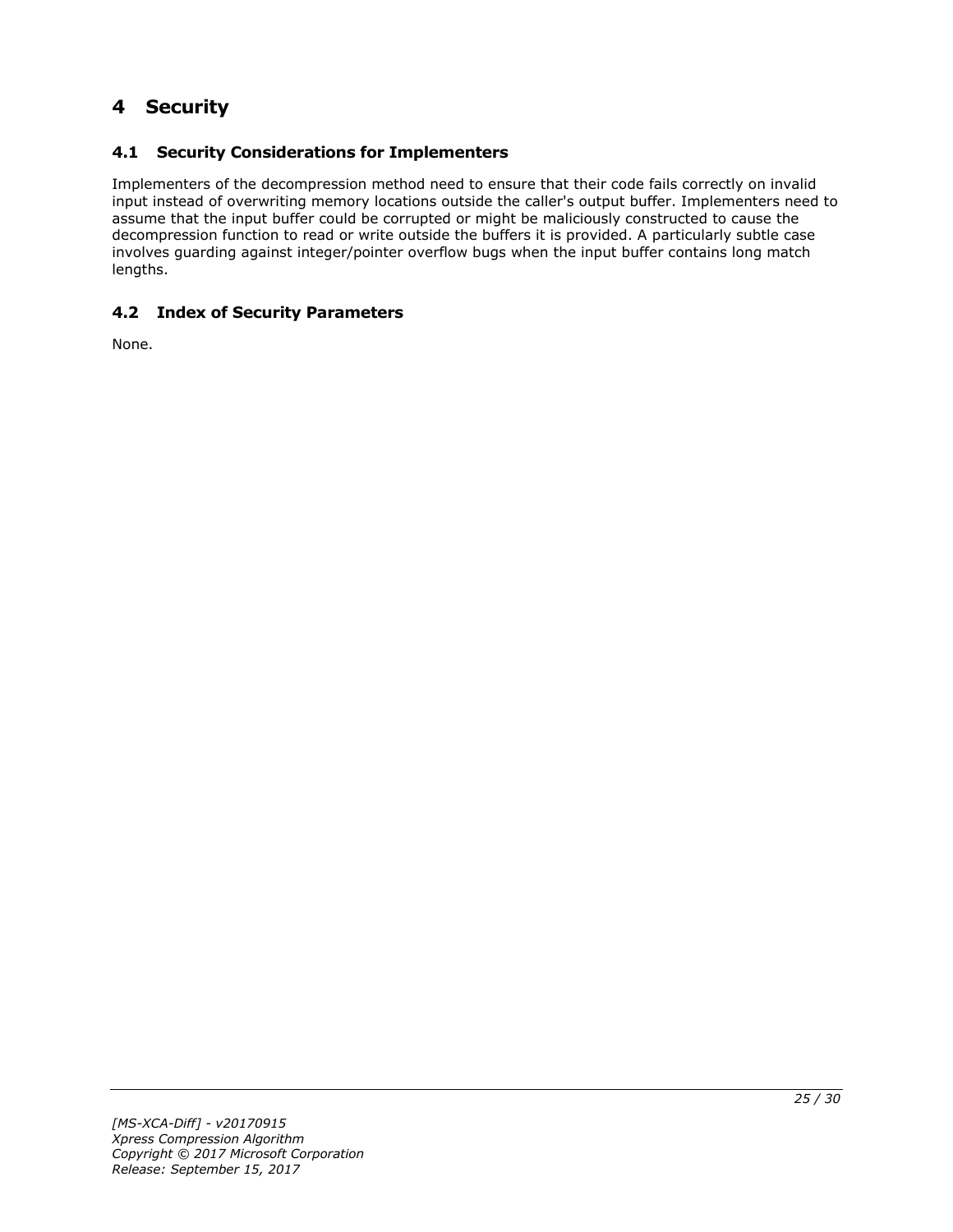# 4 Security

## 4.1 Security Considerations for Implementers

Implementers of the decompression method need to ensure that their code fails correctly on invalid input instead of overwriting memory locations outside the caller's output buffer. Implementers need to assume that the input buffer could be corrupted or might be maliciously constructed to cause the decompression function to read or write outside the buffers it is provided. A particularly subtle case involves guarding against integer/pointer overflow bugs when the input buffer contains long match lengths.

## 4.2 Index of Security Parameters

None.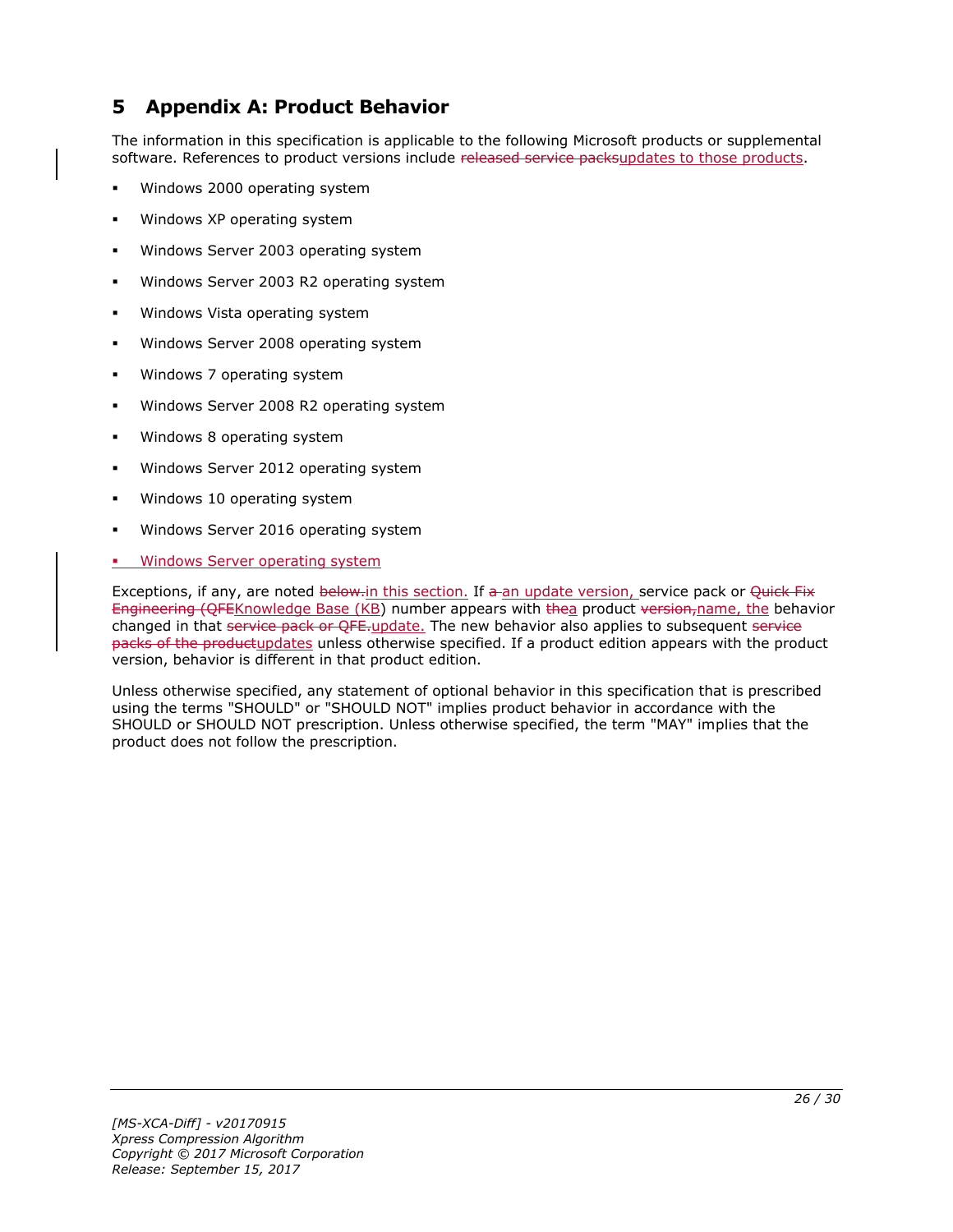# 5 Appendix A: Product Behavior

The information in this specification is applicable to the following Microsoft products or supplemental software. References to product versions include ~~released service packs~~updates to those products.

- Windows 2000 operating system
- Windows XP operating system
- Windows Server 2003 operating system
- Windows Server 2003 R2 operating system
- Windows Vista operating system
- Windows Server 2008 operating system
- Windows 7 operating system
- Windows Server 2008 R2 operating system
- Windows 8 operating system
- Windows Server 2012 operating system
- Windows 10 operating system
- Windows Server 2016 operating system
- Windows Server operating system

Exceptions, if any, are noted ~~below.~~in this section. If ~~a~~ an update version, service pack or ~~Quick Fix Engineering (QFE~~Knowledge Base (KB) number appears with ~~the~~a product ~~version,~~name, the behavior changed in that ~~service pack or QFE.~~update. The new behavior also applies to subsequent ~~service packs of the product~~updates unless otherwise specified. If a product edition appears with the product version, behavior is different in that product edition.

Unless otherwise specified, any statement of optional behavior in this specification that is prescribed using the terms "SHOULD" or "SHOULD NOT" implies product behavior in accordance with the SHOULD or SHOULD NOT prescription. Unless otherwise specified, the term "MAY" implies that the product does not follow the prescription.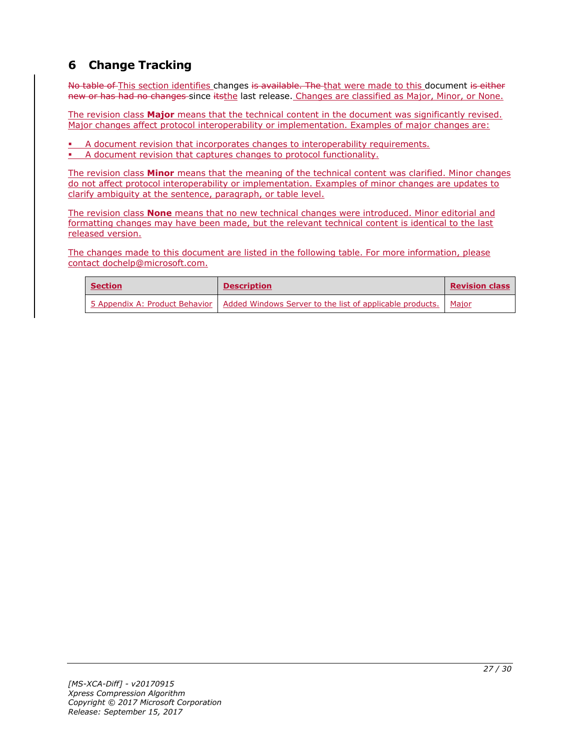# 6 Change Tracking

~~No table of~~ This section identifies changes ~~is available. The~~ that were made to this document ~~is either new or has had no changes~~ since ~~its~~the last release. Changes are classified as Major, Minor, or None.

The revision class **Major** means that the technical content in the document was significantly revised. Major changes affect protocol interoperability or implementation. Examples of major changes are:

- A document revision that incorporates changes to interoperability requirements.
- A document revision that captures changes to protocol functionality.

The revision class **Minor** means that the meaning of the technical content was clarified. Minor changes do not affect protocol interoperability or implementation. Examples of minor changes are updates to clarify ambiguity at the sentence, paragraph, or table level.

The revision class **None** means that no new technical changes were introduced. Minor editorial and formatting changes may have been made, but the relevant technical content is identical to the last released version.

The changes made to this document are listed in the following table. For more information, please contact dochelp@microsoft.com.

| Section | Description | Revision class |
| --- | --- | --- |
| 5 Appendix A: Product Behavior | Added Windows Server to the list of applicable products. | Major |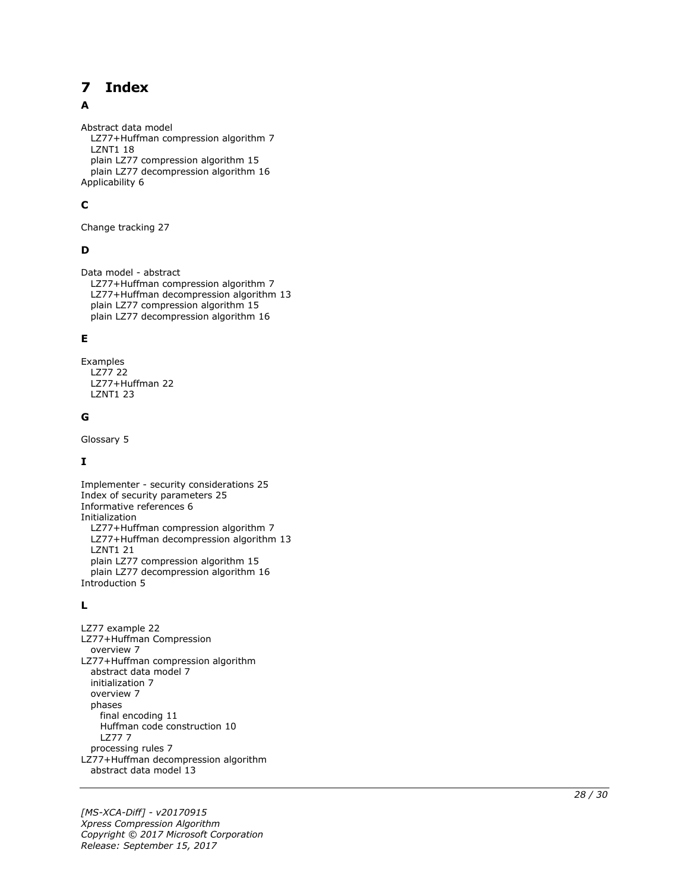# 7 Index

## A

Abstract data model
  LZ77+Huffman compression algorithm 7
  LZNT1 18
  plain LZ77 compression algorithm 15
  plain LZ77 decompression algorithm 16
Applicability 6

## C

Change tracking 27

## D

Data model - abstract
  LZ77+Huffman compression algorithm 7
  LZ77+Huffman decompression algorithm 13
  plain LZ77 compression algorithm 15
  plain LZ77 decompression algorithm 16

## E

Examples
  LZ77 22
  LZ77+Huffman 22
  LZNT1 23

## G

Glossary 5

## I

Implementer - security considerations 25
Index of security parameters 25
Informative references 6
Initialization
  LZ77+Huffman compression algorithm 7
  LZ77+Huffman decompression algorithm 13
  LZNT1 21
  plain LZ77 compression algorithm 15
  plain LZ77 decompression algorithm 16
Introduction 5

## L

LZ77 example 22
LZ77+Huffman Compression
  overview 7
LZ77+Huffman compression algorithm
  abstract data model 7
  initialization 7
  overview 7
  phases
    final encoding 11
    Huffman code construction 10
    LZ77 7
  processing rules 7
LZ77+Huffman decompression algorithm
  abstract data model 13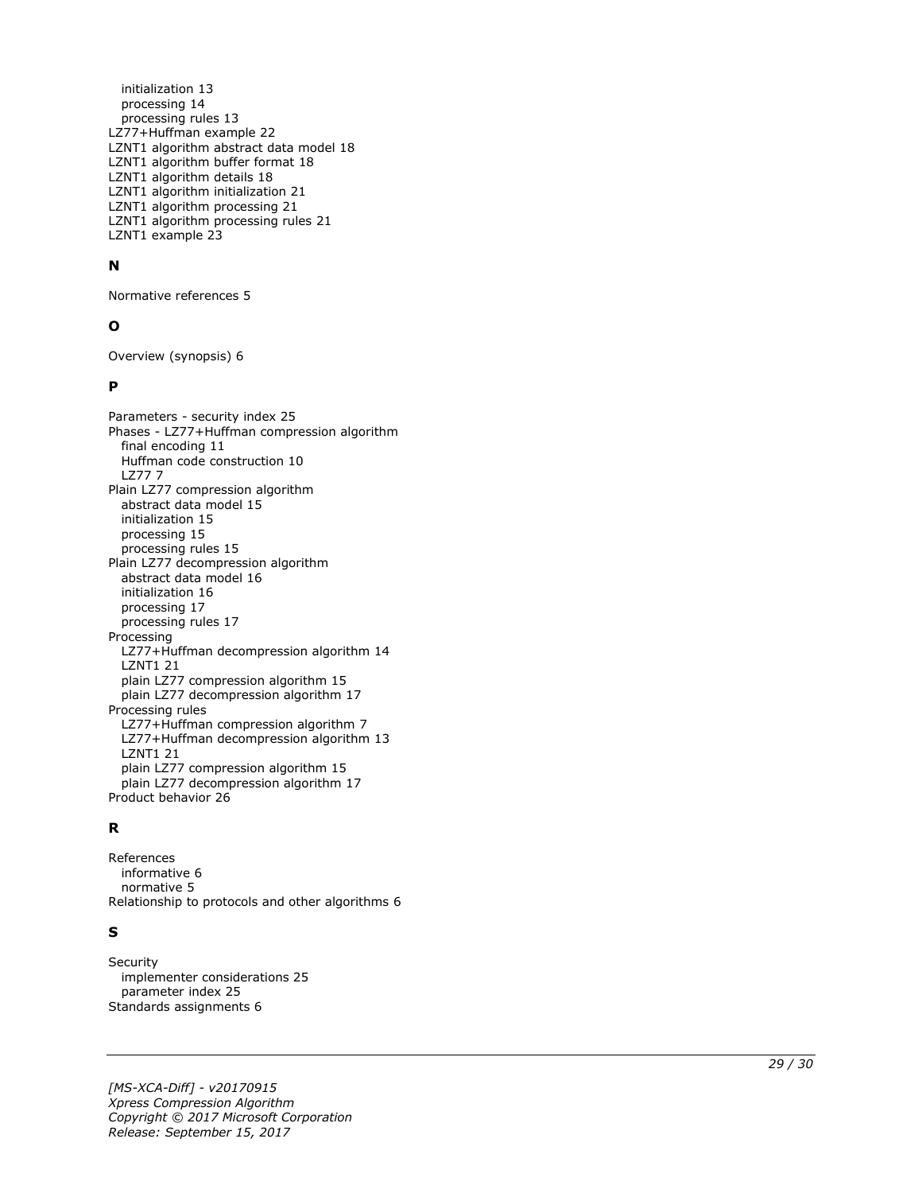initialization 13
 processing 14
 processing rules 13
LZ77+Huffman example 22
LZNT1 algorithm abstract data model 18
LZNT1 algorithm buffer format 18
LZNT1 algorithm details 18
LZNT1 algorithm initialization 21
LZNT1 algorithm processing 21
LZNT1 algorithm processing rules 21
LZNT1 example 23

**N**

Normative references 5

**O**

Overview (synopsis) 6

**P**

Parameters - security index 25
Phases - LZ77+Huffman compression algorithm
 final encoding 11
 Huffman code construction 10
 LZ77 7
Plain LZ77 compression algorithm
 abstract data model 15
 initialization 15
 processing 15
 processing rules 15
Plain LZ77 decompression algorithm
 abstract data model 16
 initialization 16
 processing 17
 processing rules 17
Processing
 LZ77+Huffman decompression algorithm 14
 LZNT1 21
 plain LZ77 compression algorithm 15
 plain LZ77 decompression algorithm 17
Processing rules
 LZ77+Huffman compression algorithm 7
 LZ77+Huffman decompression algorithm 13
 LZNT1 21
 plain LZ77 compression algorithm 15
 plain LZ77 decompression algorithm 17
Product behavior 26

**R**

References
 informative 6
 normative 5
Relationship to protocols and other algorithms 6

**S**

Security
 implementer considerations 25
 parameter index 25
Standards assignments 6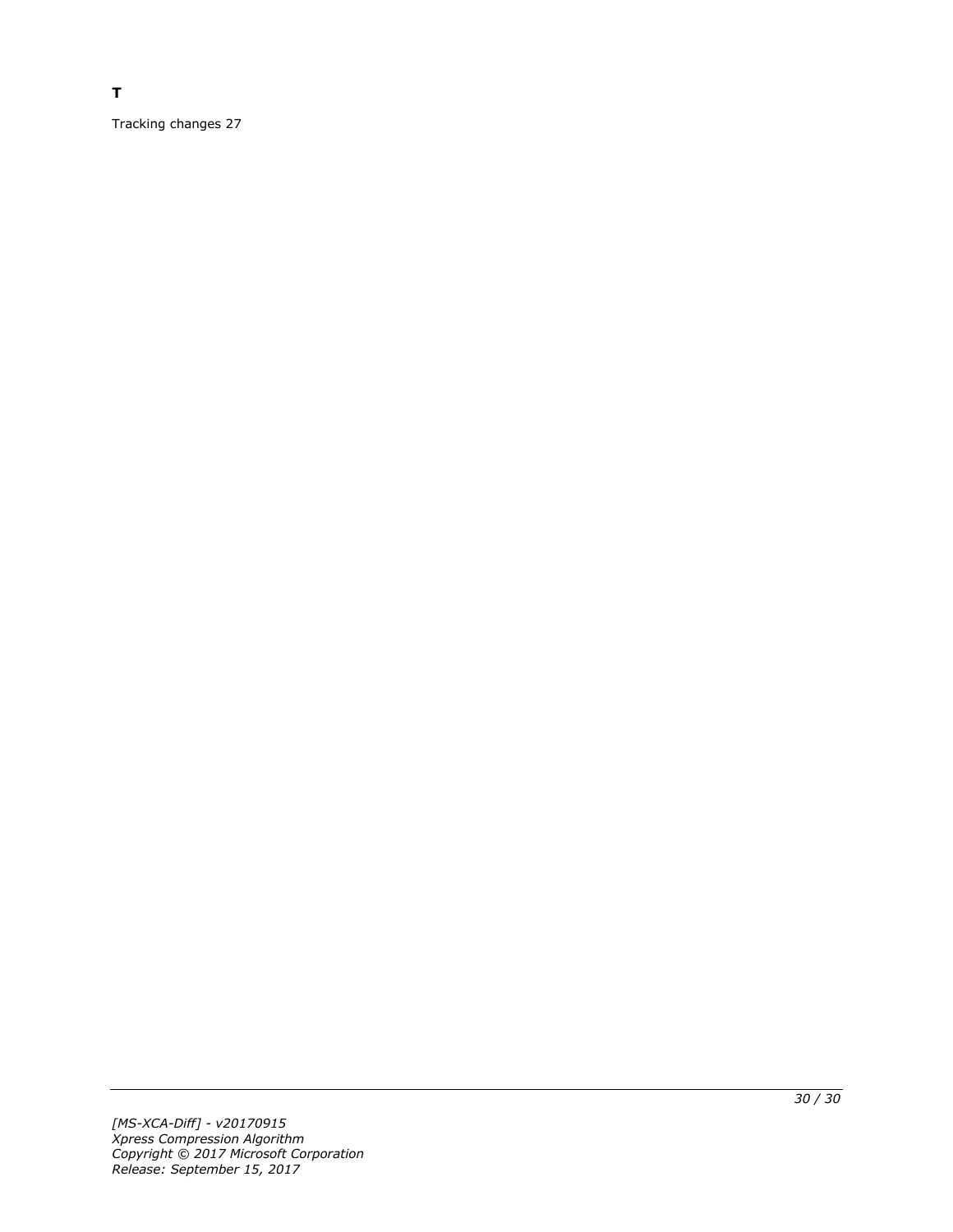**T**

Tracking changes 27